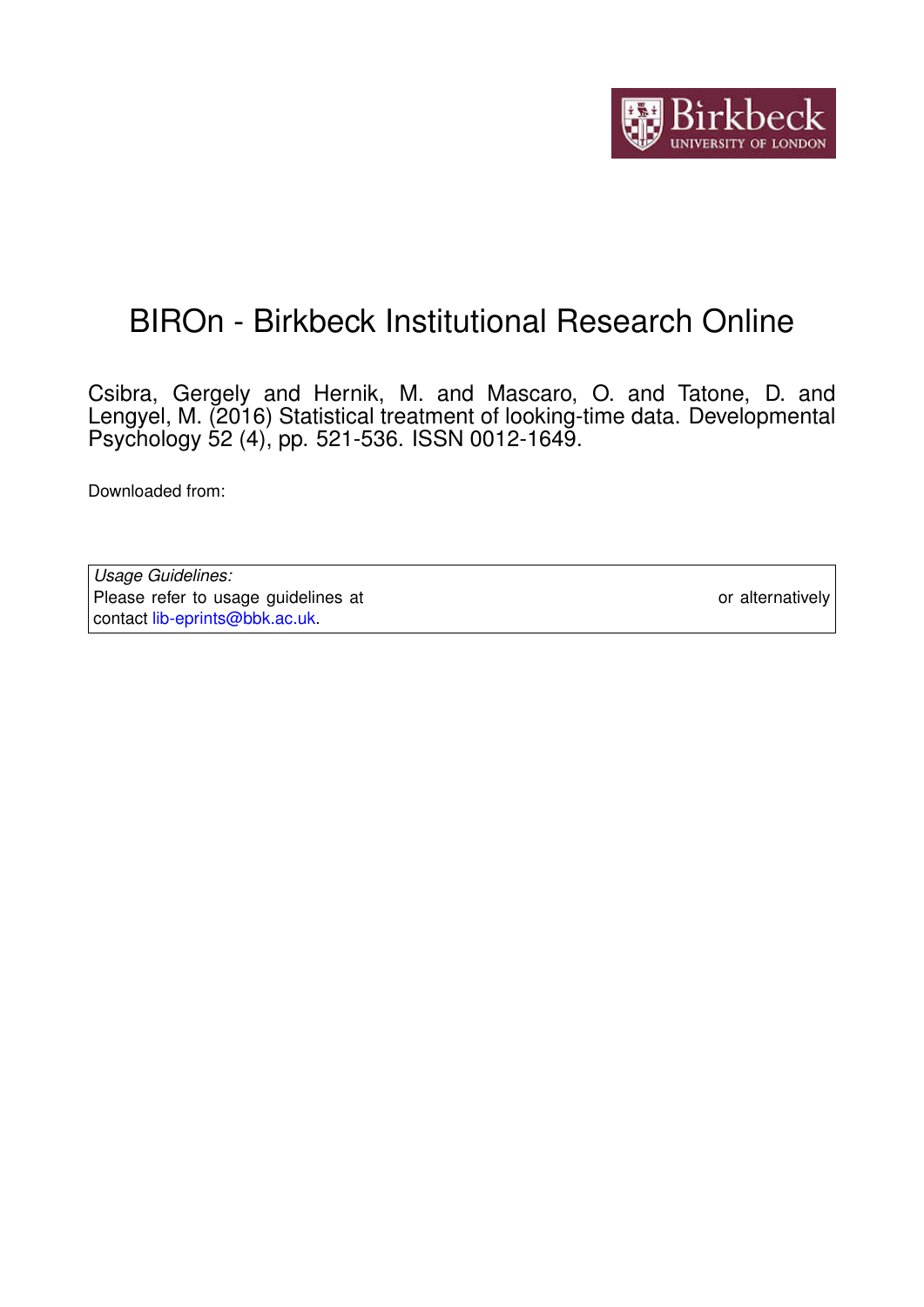# BIROn - Birkbeck Institutional Research Online

Csibra, Gergely and Hernik, M. and Mascaro, O. and Tatone, D. and Lengyel, M. (2016) Statistical treatment of looking-time data. Developmental Psychology 52 (4), pp. 521-536. ISSN 0012-1649.

Downloaded from:

*Usage Guidelines:*
Please refer to usage guidelines at or alternatively contact lib-eprints@bbk.ac.uk.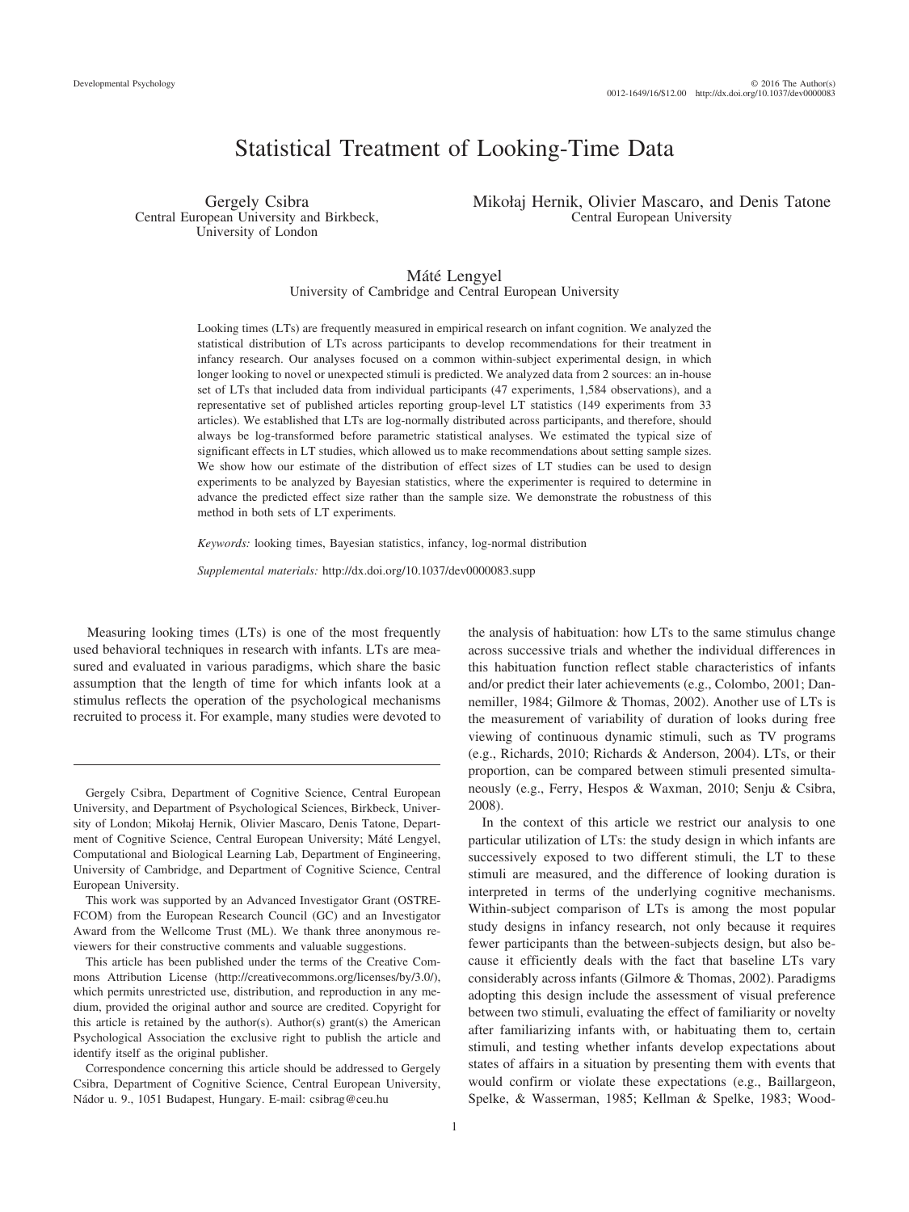# Statistical Treatment of Looking-Time Data

Gergely Csibra
Central European University and Birkbeck, University of London

Mikołaj Hernik, Olivier Mascaro, and Denis Tatone
Central European University

Máté Lengyel
University of Cambridge and Central European University

Looking times (LTs) are frequently measured in empirical research on infant cognition. We analyzed the statistical distribution of LTs across participants to develop recommendations for their treatment in infancy research. Our analyses focused on a common within-subject experimental design, in which longer looking to novel or unexpected stimuli is predicted. We analyzed data from 2 sources: an in-house set of LTs that included data from individual participants (47 experiments, 1,584 observations), and a representative set of published articles reporting group-level LT statistics (149 experiments from 33 articles). We established that LTs are log-normally distributed across participants, and therefore, should always be log-transformed before parametric statistical analyses. We estimated the typical size of significant effects in LT studies, which allowed us to make recommendations about setting sample sizes. We show how our estimate of the distribution of effect sizes of LT studies can be used to design experiments to be analyzed by Bayesian statistics, where the experimenter is required to determine in advance the predicted effect size rather than the sample size. We demonstrate the robustness of this method in both sets of LT experiments.

*Keywords:* looking times, Bayesian statistics, infancy, log-normal distribution

*Supplemental materials:* http://dx.doi.org/10.1037/dev0000083.supp

Measuring looking times (LTs) is one of the most frequently used behavioral techniques in research with infants. LTs are measured and evaluated in various paradigms, which share the basic assumption that the length of time for which infants look at a stimulus reflects the operation of the psychological mechanisms recruited to process it. For example, many studies were devoted to the analysis of habituation: how LTs to the same stimulus change across successive trials and whether the individual differences in this habituation function reflect stable characteristics of infants and/or predict their later achievements (e.g., Colombo, 2001; Dannemiller, 1984; Gilmore & Thomas, 2002). Another use of LTs is the measurement of variability of duration of looks during free viewing of continuous dynamic stimuli, such as TV programs (e.g., Richards, 2010; Richards & Anderson, 2004). LTs, or their proportion, can be compared between stimuli presented simultaneously (e.g., Ferry, Hespos & Waxman, 2010; Senju & Csibra, 2008).

In the context of this article we restrict our analysis to one particular utilization of LTs: the study design in which infants are successively exposed to two different stimuli, the LT to these stimuli are measured, and the difference of looking duration is interpreted in terms of the underlying cognitive mechanisms. Within-subject comparison of LTs is among the most popular study designs in infancy research, not only because it requires fewer participants than the between-subjects design, but also because it efficiently deals with the fact that baseline LTs vary considerably across infants (Gilmore & Thomas, 2002). Paradigms adopting this design include the assessment of visual preference between two stimuli, evaluating the effect of familiarity or novelty after familiarizing infants with, or habituating them to, certain stimuli, and testing whether infants develop expectations about states of affairs in a situation by presenting them with events that would confirm or violate these expectations (e.g., Baillargeon, Spelke, & Wasserman, 1985; Kellman & Spelke, 1983; Wood-

---

Gergely Csibra, Department of Cognitive Science, Central European University, and Department of Psychological Sciences, Birkbeck, University of London; Mikołaj Hernik, Olivier Mascaro, Denis Tatone, Department of Cognitive Science, Central European University; Máté Lengyel, Computational and Biological Learning Lab, Department of Engineering, University of Cambridge, and Department of Cognitive Science, Central European University.

This work was supported by an Advanced Investigator Grant (OSTREFCOM) from the European Research Council (GC) and an Investigator Award from the Wellcome Trust (ML). We thank three anonymous reviewers for their constructive comments and valuable suggestions.

This article has been published under the terms of the Creative Commons Attribution License (http://creativecommons.org/licenses/by/3.0/), which permits unrestricted use, distribution, and reproduction in any medium, provided the original author and source are credited. Copyright for this article is retained by the author(s). Author(s) grant(s) the American Psychological Association the exclusive right to publish the article and identify itself as the original publisher.

Correspondence concerning this article should be addressed to Gergely Csibra, Department of Cognitive Science, Central European University, Nádor u. 9., 1051 Budapest, Hungary. E-mail: csibrag@ceu.hu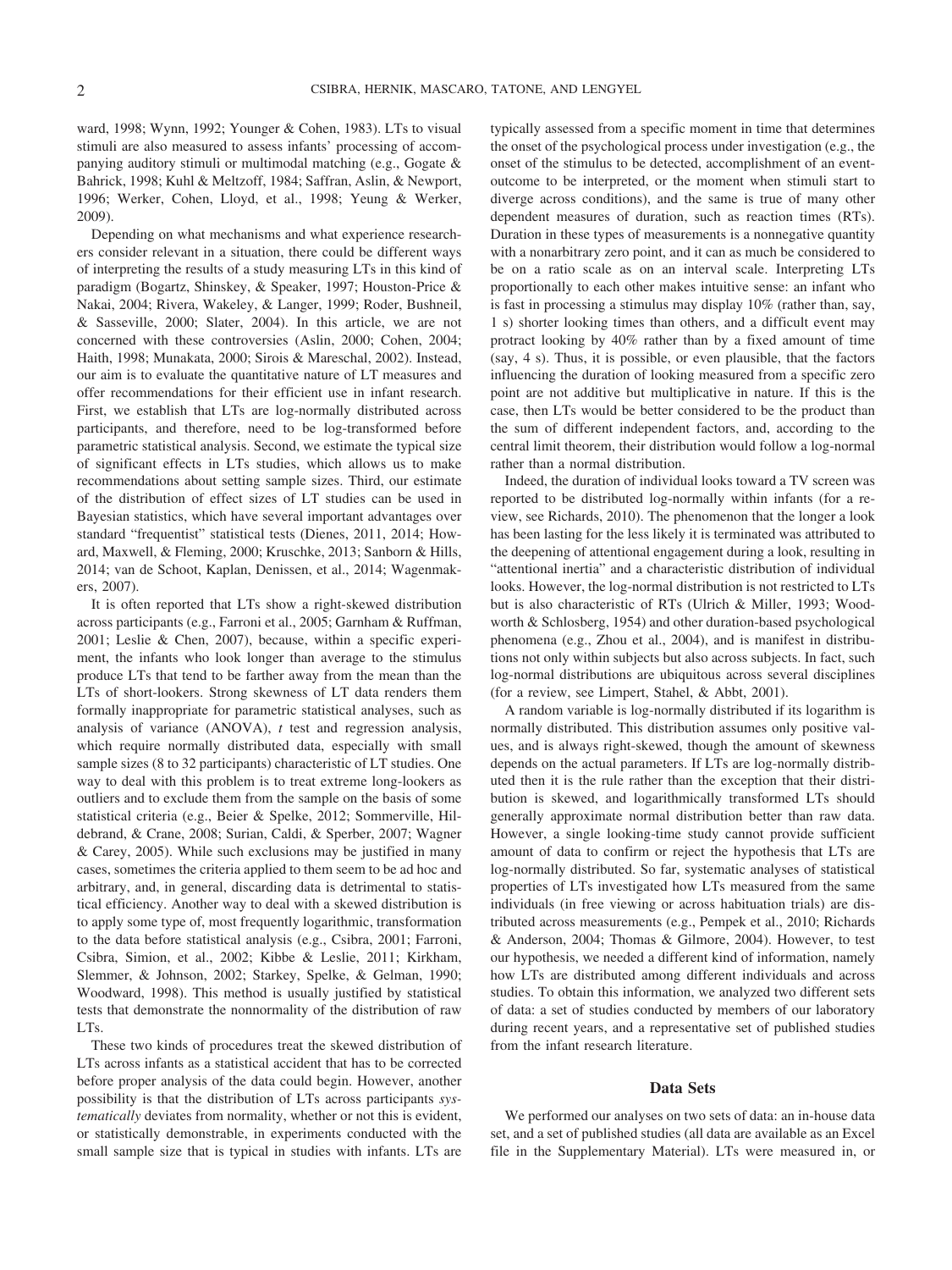ward, 1998; Wynn, 1992; Younger & Cohen, 1983). LTs to visual stimuli are also measured to assess infants' processing of accompanying auditory stimuli or multimodal matching (e.g., Gogate & Bahrick, 1998; Kuhl & Meltzoff, 1984; Saffran, Aslin, & Newport, 1996; Werker, Cohen, Lloyd, et al., 1998; Yeung & Werker, 2009).

Depending on what mechanisms and what experience researchers consider relevant in a situation, there could be different ways of interpreting the results of a study measuring LTs in this kind of paradigm (Bogartz, Shinskey, & Speaker, 1997; Houston-Price & Nakai, 2004; Rivera, Wakeley, & Langer, 1999; Roder, Bushneil, & Sasseville, 2000; Slater, 2004). In this article, we are not concerned with these controversies (Aslin, 2000; Cohen, 2004; Haith, 1998; Munakata, 2000; Sirois & Mareschal, 2002). Instead, our aim is to evaluate the quantitative nature of LT measures and offer recommendations for their efficient use in infant research. First, we establish that LTs are log-normally distributed across participants, and therefore, need to be log-transformed before parametric statistical analysis. Second, we estimate the typical size of significant effects in LTs studies, which allows us to make recommendations about setting sample sizes. Third, our estimate of the distribution of effect sizes of LT studies can be used in Bayesian statistics, which have several important advantages over standard "frequentist" statistical tests (Dienes, 2011, 2014; Howard, Maxwell, & Fleming, 2000; Kruschke, 2013; Sanborn & Hills, 2014; van de Schoot, Kaplan, Denissen, et al., 2014; Wagenmakers, 2007).

It is often reported that LTs show a right-skewed distribution across participants (e.g., Farroni et al., 2005; Garnham & Ruffman, 2001; Leslie & Chen, 2007), because, within a specific experiment, the infants who look longer than average to the stimulus produce LTs that tend to be farther away from the mean than the LTs of short-lookers. Strong skewness of LT data renders them formally inappropriate for parametric statistical analyses, such as analysis of variance (ANOVA), *t* test and regression analysis, which require normally distributed data, especially with small sample sizes (8 to 32 participants) characteristic of LT studies. One way to deal with this problem is to treat extreme long-lookers as outliers and to exclude them from the sample on the basis of some statistical criteria (e.g., Beier & Spelke, 2012; Sommerville, Hildebrand, & Crane, 2008; Surian, Caldi, & Sperber, 2007; Wagner & Carey, 2005). While such exclusions may be justified in many cases, sometimes the criteria applied to them seem to be ad hoc and arbitrary, and, in general, discarding data is detrimental to statistical efficiency. Another way to deal with a skewed distribution is to apply some type of, most frequently logarithmic, transformation to the data before statistical analysis (e.g., Csibra, 2001; Farroni, Csibra, Simion, et al., 2002; Kibbe & Leslie, 2011; Kirkham, Slemmer, & Johnson, 2002; Starkey, Spelke, & Gelman, 1990; Woodward, 1998). This method is usually justified by statistical tests that demonstrate the nonnormality of the distribution of raw LTs.

These two kinds of procedures treat the skewed distribution of LTs across infants as a statistical accident that has to be corrected before proper analysis of the data could begin. However, another possibility is that the distribution of LTs across participants *systematically* deviates from normality, whether or not this is evident, or statistically demonstrable, in experiments conducted with the small sample size that is typical in studies with infants. LTs are typically assessed from a specific moment in time that determines the onset of the psychological process under investigation (e.g., the onset of the stimulus to be detected, accomplishment of an event-outcome to be interpreted, or the moment when stimuli start to diverge across conditions), and the same is true of many other dependent measures of duration, such as reaction times (RTs). Duration in these types of measurements is a nonnegative quantity with a nonarbitrary zero point, and it can as much be considered to be on a ratio scale as on an interval scale. Interpreting LTs proportionally to each other makes intuitive sense: an infant who is fast in processing a stimulus may display 10% (rather than, say, 1 s) shorter looking times than others, and a difficult event may protract looking by 40% rather than by a fixed amount of time (say, 4 s). Thus, it is possible, or even plausible, that the factors influencing the duration of looking measured from a specific zero point are not additive but multiplicative in nature. If this is the case, then LTs would be better considered to be the product than the sum of different independent factors, and, according to the central limit theorem, their distribution would follow a log-normal rather than a normal distribution.

Indeed, the duration of individual looks toward a TV screen was reported to be distributed log-normally within infants (for a review, see Richards, 2010). The phenomenon that the longer a look has been lasting for the less likely it is terminated was attributed to the deepening of attentional engagement during a look, resulting in "attentional inertia" and a characteristic distribution of individual looks. However, the log-normal distribution is not restricted to LTs but is also characteristic of RTs (Ulrich & Miller, 1993; Woodworth & Schlosberg, 1954) and other duration-based psychological phenomena (e.g., Zhou et al., 2004), and is manifest in distributions not only within subjects but also across subjects. In fact, such log-normal distributions are ubiquitous across several disciplines (for a review, see Limpert, Stahel, & Abbt, 2001).

A random variable is log-normally distributed if its logarithm is normally distributed. This distribution assumes only positive values, and is always right-skewed, though the amount of skewness depends on the actual parameters. If LTs are log-normally distributed then it is the rule rather than the exception that their distribution is skewed, and logarithmically transformed LTs should generally approximate normal distribution better than raw data. However, a single looking-time study cannot provide sufficient amount of data to confirm or reject the hypothesis that LTs are log-normally distributed. So far, systematic analyses of statistical properties of LTs investigated how LTs measured from the same individuals (in free viewing or across habituation trials) are distributed across measurements (e.g., Pempek et al., 2010; Richards & Anderson, 2004; Thomas & Gilmore, 2004). However, to test our hypothesis, we needed a different kind of information, namely how LTs are distributed among different individuals and across studies. To obtain this information, we analyzed two different sets of data: a set of studies conducted by members of our laboratory during recent years, and a representative set of published studies from the infant research literature.

## Data Sets

We performed our analyses on two sets of data: an in-house data set, and a set of published studies (all data are available as an Excel file in the Supplementary Material). LTs were measured in, or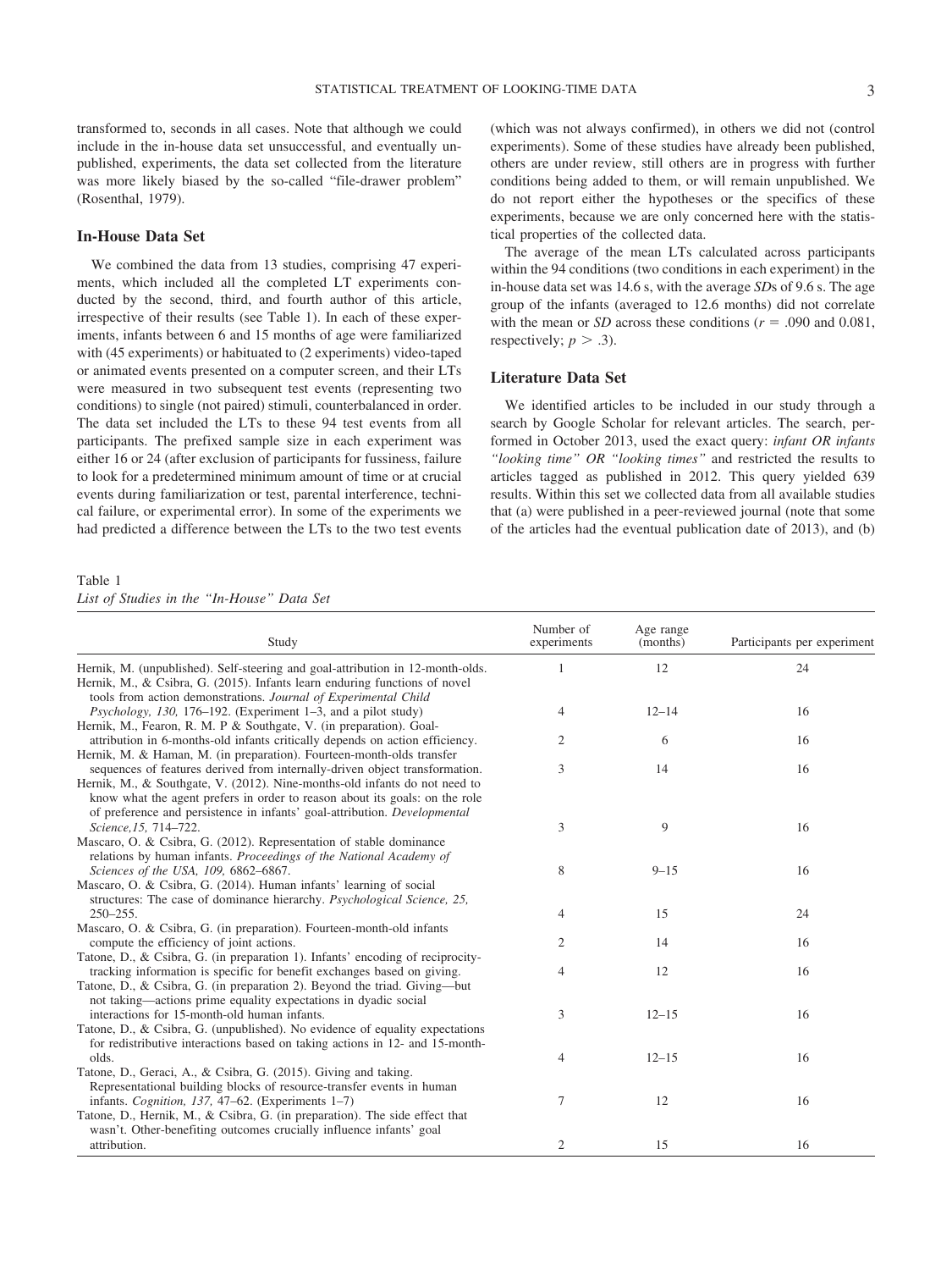transformed to, seconds in all cases. Note that although we could include in the in-house data set unsuccessful, and eventually unpublished, experiments, the data set collected from the literature was more likely biased by the so-called "file-drawer problem" (Rosenthal, 1979).

### In-House Data Set

We combined the data from 13 studies, comprising 47 experiments, which included all the completed LT experiments conducted by the second, third, and fourth author of this article, irrespective of their results (see Table 1). In each of these experiments, infants between 6 and 15 months of age were familiarized with (45 experiments) or habituated to (2 experiments) video-taped or animated events presented on a computer screen, and their LTs were measured in two subsequent test events (representing two conditions) to single (not paired) stimuli, counterbalanced in order. The data set included the LTs to these 94 test events from all participants. The prefixed sample size in each experiment was either 16 or 24 (after exclusion of participants for fussiness, failure to look for a predetermined minimum amount of time or at crucial events during familiarization or test, parental interference, technical failure, or experimental error). In some of the experiments we had predicted a difference between the LTs to the two test events (which was not always confirmed), in others we did not (control experiments). Some of these studies have already been published, others are under review, still others are in progress with further conditions being added to them, or will remain unpublished. We do not report either the hypotheses or the specifics of these experiments, because we are only concerned here with the statistical properties of the collected data.

The average of the mean LTs calculated across participants within the 94 conditions (two conditions in each experiment) in the in-house data set was 14.6 s, with the average *SD*s of 9.6 s. The age group of the infants (averaged to 12.6 months) did not correlate with the mean or *SD* across these conditions ($r = .090$ and 0.081, respectively; $p > .3$).

### Literature Data Set

We identified articles to be included in our study through a search by Google Scholar for relevant articles. The search, performed in October 2013, used the exact query: *infant OR infants "looking time" OR "looking times"* and restricted the results to articles tagged as published in 2012. This query yielded 639 results. Within this set we collected data from all available studies that (a) were published in a peer-reviewed journal (note that some of the articles had the eventual publication date of 2013), and (b)

Table 1
*List of Studies in the "In-House" Data Set*

| Study | Number of experiments | Age range (months) | Participants per experiment |
|---|---|---|---|
| Hernik, M. (unpublished). Self-steering and goal-attribution in 12-month-olds. | 1 | 12 | 24 |
| Hernik, M., & Csibra, G. (2015). Infants learn enduring functions of novel tools from action demonstrations. *Journal of Experimental Child Psychology, 130,* 176–192. (Experiment 1–3, and a pilot study) | 4 | 12–14 | 16 |
| Hernik, M., Fearon, R. M. P & Southgate, V. (in preparation). Goal-attribution in 6-months-old infants critically depends on action efficiency. | 2 | 6 | 16 |
| Hernik, M. & Haman, M. (in preparation). Fourteen-month-olds transfer sequences of features derived from internally-driven object transformation. | 3 | 14 | 16 |
| Hernik, M., & Southgate, V. (2012). Nine-months-old infants do not need to know what the agent prefers in order to reason about its goals: on the role of preference and persistence in infants' goal-attribution. *Developmental Science,15,* 714–722. | 3 | 9 | 16 |
| Mascaro, O. & Csibra, G. (2012). Representation of stable dominance relations by human infants. *Proceedings of the National Academy of Sciences of the USA, 109,* 6862–6867. | 8 | 9–15 | 16 |
| Mascaro, O. & Csibra, G. (2014). Human infants' learning of social structures: The case of dominance hierarchy. *Psychological Science, 25,* 250–255. | 4 | 15 | 24 |
| Mascaro, O. & Csibra, G. (in preparation). Fourteen-month-old infants compute the efficiency of joint actions. | 2 | 14 | 16 |
| Tatone, D., & Csibra, G. (in preparation 1). Infants' encoding of reciprocity-tracking information is specific for benefit exchanges based on giving. | 4 | 12 | 16 |
| Tatone, D., & Csibra, G. (in preparation 2). Beyond the triad. Giving—but not taking—actions prime equality expectations in dyadic social interactions for 15-month-old human infants. | 3 | 12–15 | 16 |
| Tatone, D., & Csibra, G. (unpublished). No evidence of equality expectations for redistributive interactions based on taking actions in 12- and 15-month-olds. | 4 | 12–15 | 16 |
| Tatone, D., Geraci, A., & Csibra, G. (2015). Giving and taking. Representational building blocks of resource-transfer events in human infants. *Cognition, 137,* 47–62. (Experiments 1–7) | 7 | 12 | 16 |
| Tatone, D., Hernik, M., & Csibra, G. (in preparation). The side effect that wasn't. Other-benefiting outcomes crucially influence infants' goal attribution. | 2 | 15 | 16 |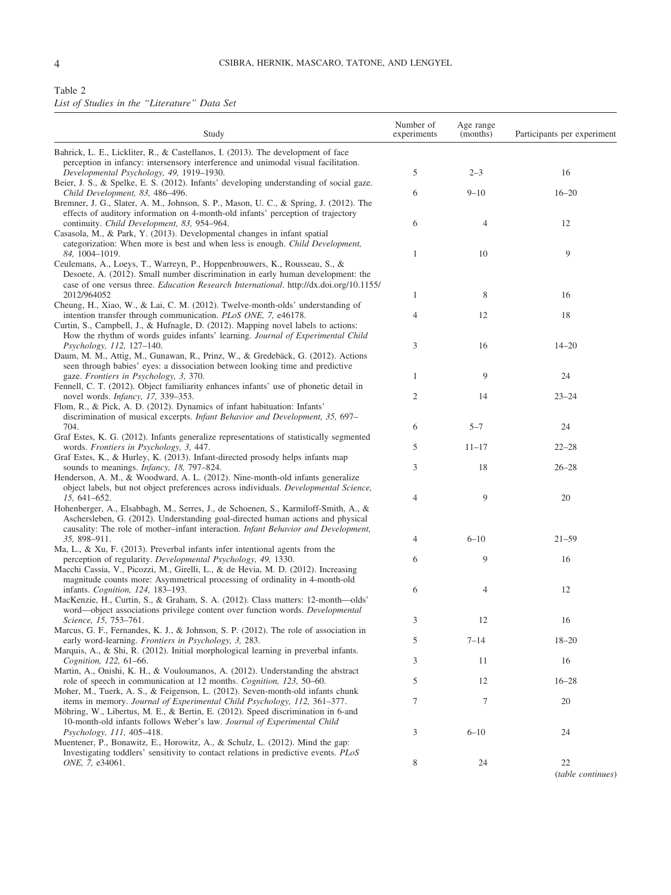Table 2
*List of Studies in the "Literature" Data Set*

| Study | Number of experiments | Age range (months) | Participants per experiment |
|---|---|---|---|
| Bahrick, L. E., Lickliter, R., & Castellanos, I. (2013). The development of face perception in infancy: intersensory interference and unimodal visual facilitation. *Developmental Psychology, 49,* 1919–1930. | 5 | 2–3 | 16 |
| Beier, J. S., & Spelke, E. S. (2012). Infants' developing understanding of social gaze. *Child Development, 83,* 486–496. | 6 | 9–10 | 16–20 |
| Bremner, J. G., Slater, A. M., Johnson, S. P., Mason, U. C., & Spring, J. (2012). The effects of auditory information on 4-month-old infants' perception of trajectory continuity. *Child Development, 83,* 954–964. | 6 | 4 | 12 |
| Casasola, M., & Park, Y. (2013). Developmental changes in infant spatial categorization: When more is best and when less is enough. *Child Development, 84,* 1004–1019. | 1 | 10 | 9 |
| Ceulemans, A., Loeys, T., Warreyn, P., Hoppenbrouwers, K., Rousseau, S., & Desoete, A. (2012). Small number discrimination in early human development: the case of one versus three. *Education Research International*. http://dx.doi.org/10.1155/2012/964052 | 1 | 8 | 16 |
| Cheung, H., Xiao, W., & Lai, C. M. (2012). Twelve-month-olds' understanding of intention transfer through communication. *PLoS ONE, 7,* e46178. | 4 | 12 | 18 |
| Curtin, S., Campbell, J., & Hufnagle, D. (2012). Mapping novel labels to actions: How the rhythm of words guides infants' learning. *Journal of Experimental Child Psychology, 112,* 127–140. | 3 | 16 | 14–20 |
| Daum, M. M., Attig, M., Gunawan, R., Prinz, W., & Gredebäck, G. (2012). Actions seen through babies' eyes: a dissociation between looking time and predictive gaze. *Frontiers in Psychology, 3,* 370. | 1 | 9 | 24 |
| Fennell, C. T. (2012). Object familiarity enhances infants' use of phonetic detail in novel words. *Infancy, 17,* 339–353. | 2 | 14 | 23–24 |
| Flom, R., & Pick, A. D. (2012). Dynamics of infant habituation: Infants' discrimination of musical excerpts. *Infant Behavior and Development, 35,* 697–704. | 6 | 5–7 | 24 |
| Graf Estes, K. G. (2012). Infants generalize representations of statistically segmented words. *Frontiers in Psychology, 3,* 447. | 5 | 11–17 | 22–28 |
| Graf Estes, K., & Hurley, K. (2013). Infant-directed prosody helps infants map sounds to meanings. *Infancy, 18,* 797–824. | 3 | 18 | 26–28 |
| Henderson, A. M., & Woodward, A. L. (2012). Nine-month-old infants generalize object labels, but not object preferences across individuals. *Developmental Science, 15,* 641–652. | 4 | 9 | 20 |
| Hohenberger, A., Elsabbagh, M., Serres, J., de Schoenen, S., Karmiloff-Smith, A., & Aschersleben, G. (2012). Understanding goal-directed human actions and physical causality: The role of mother–infant interaction. *Infant Behavior and Development, 35,* 898–911. | 4 | 6–10 | 21–59 |
| Ma, L., & Xu, F. (2013). Preverbal infants infer intentional agents from the perception of regularity. *Developmental Psychology, 49,* 1330. | 6 | 9 | 16 |
| Macchi Cassia, V., Picozzi, M., Girelli, L., & de Hevia, M. D. (2012). Increasing magnitude counts more: Asymmetrical processing of ordinality in 4-month-old infants. *Cognition, 124,* 183–193. | 6 | 4 | 12 |
| MacKenzie, H., Curtin, S., & Graham, S. A. (2012). Class matters: 12-month—olds' word—object associations privilege content over function words. *Developmental Science, 15,* 753–761. | 3 | 12 | 16 |
| Marcus, G. F., Fernandes, K. J., & Johnson, S. P. (2012). The role of association in early word-learning. *Frontiers in Psychology, 3,* 283. | 5 | 7–14 | 18–20 |
| Marquis, A., & Shi, R. (2012). Initial morphological learning in preverbal infants. *Cognition, 122,* 61–66. | 3 | 11 | 16 |
| Martin, A., Onishi, K. H., & Vouloumanos, A. (2012). Understanding the abstract role of speech in communication at 12 months. *Cognition, 123,* 50–60. | 5 | 12 | 16–28 |
| Moher, M., Tuerk, A. S., & Feigenson, L. (2012). Seven-month-old infants chunk items in memory. *Journal of Experimental Child Psychology, 112,* 361–377. | 7 | 7 | 20 |
| Möhring, W., Libertus, M. E., & Bertin, E. (2012). Speed discrimination in 6-and 10-month-old infants follows Weber's law. *Journal of Experimental Child Psychology, 111,* 405–418. | 3 | 6–10 | 24 |
| Muentener, P., Bonawitz, E., Horowitz, A., & Schulz, L. (2012). Mind the gap: Investigating toddlers' sensitivity to contact relations in predictive events. *PLoS ONE, 7,* e34061. | 8 | 24 | 22 |

(*table continues*)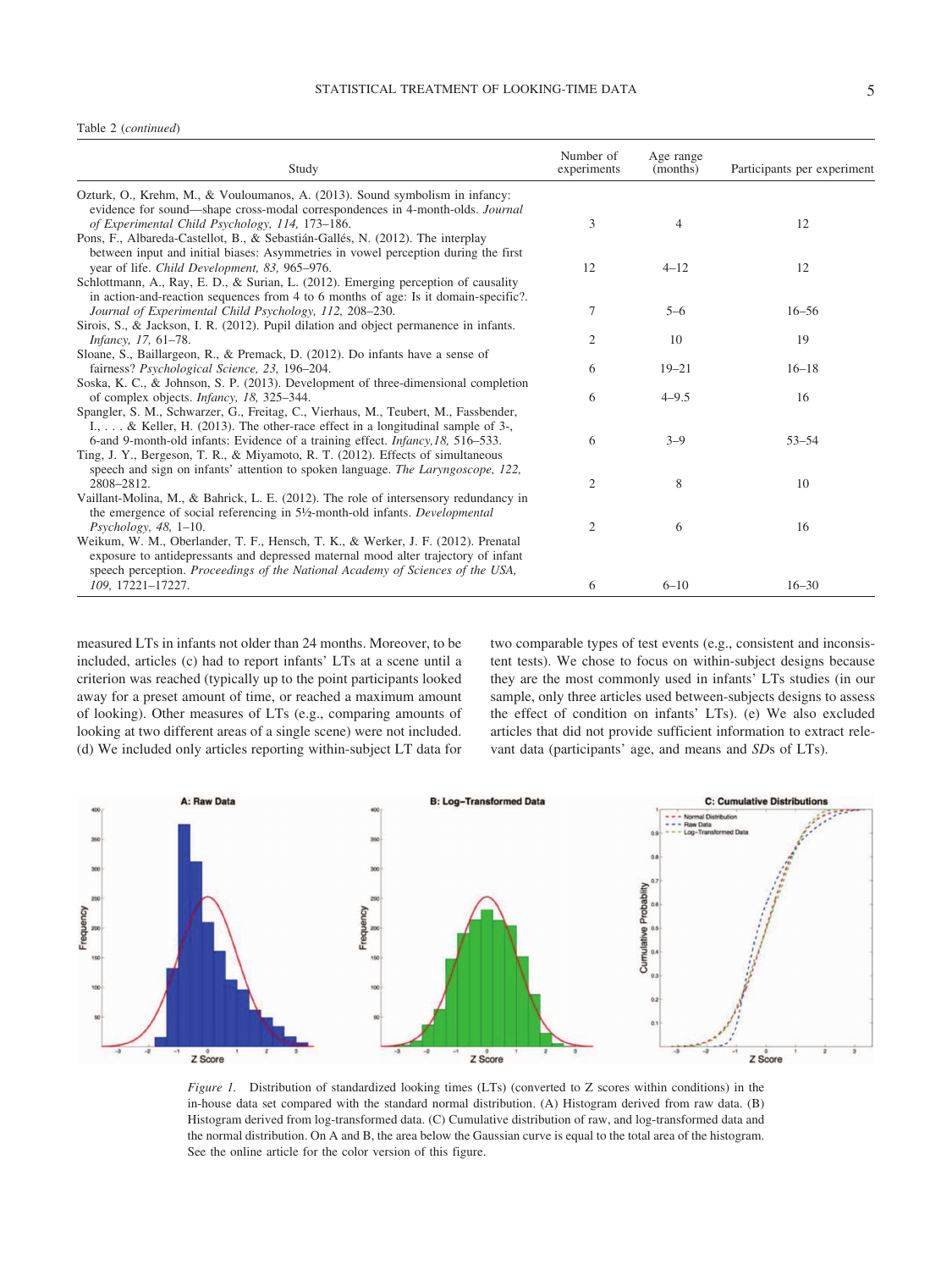Table 2 (*continued*)

| Study | Number of experiments | Age range (months) | Participants per experiment |
|---|---|---|---|
| Ozturk, O., Krehm, M., & Vouloumanos, A. (2013). Sound symbolism in infancy: evidence for sound—shape cross-modal correspondences in 4-month-olds. *Journal of Experimental Child Psychology, 114,* 173–186. | 3 | 4 | 12 |
| Pons, F., Albareda-Castellot, B., & Sebastián-Gallés, N. (2012). The interplay between input and initial biases: Asymmetries in vowel perception during the first year of life. *Child Development, 83,* 965–976. | 12 | 4–12 | 12 |
| Schlottmann, A., Ray, E. D., & Surian, L. (2012). Emerging perception of causality in action-and-reaction sequences from 4 to 6 months of age: Is it domain-specific?. *Journal of Experimental Child Psychology, 112,* 208–230. | 7 | 5–6 | 16–56 |
| Sirois, S., & Jackson, I. R. (2012). Pupil dilation and object permanence in infants. *Infancy, 17,* 61–78. | 2 | 10 | 19 |
| Sloane, S., Baillargeon, R., & Premack, D. (2012). Do infants have a sense of fairness? *Psychological Science, 23,* 196–204. | 6 | 19–21 | 16–18 |
| Soska, K. C., & Johnson, S. P. (2013). Development of three-dimensional completion of complex objects. *Infancy, 18,* 325–344. | 6 | 4–9.5 | 16 |
| Spangler, S. M., Schwarzer, G., Freitag, C., Vierhaus, M., Teubert, M., Fassbender, I., . . . & Keller, H. (2013). The other-race effect in a longitudinal sample of 3-, 6-and 9-month-old infants: Evidence of a training effect. *Infancy,18,* 516–533. | 6 | 3–9 | 53–54 |
| Ting, J. Y., Bergeson, T. R., & Miyamoto, R. T. (2012). Effects of simultaneous speech and sign on infants' attention to spoken language. *The Laryngoscope, 122,* 2808–2812. | 2 | 8 | 10 |
| Vaillant-Molina, M., & Bahrick, L. E. (2012). The role of intersensory redundancy in the emergence of social referencing in 5½-month-old infants. *Developmental Psychology, 48,* 1–10. | 2 | 6 | 16 |
| Weikum, W. M., Oberlander, T. F., Hensch, T. K., & Werker, J. F. (2012). Prenatal exposure to antidepressants and depressed maternal mood alter trajectory of infant speech perception. *Proceedings of the National Academy of Sciences of the USA, 109,* 17221–17227. | 6 | 6–10 | 16–30 |

measured LTs in infants not older than 24 months. Moreover, to be included, articles (c) had to report infants' LTs at a scene until a criterion was reached (typically up to the point participants looked away for a preset amount of time, or reached a maximum amount of looking). Other measures of LTs (e.g., comparing amounts of looking at two different areas of a single scene) were not included. (d) We included only articles reporting within-subject LT data for two comparable types of test events (e.g., consistent and inconsistent tests). We chose to focus on within-subject designs because they are the most commonly used in infants' LTs studies (in our sample, only three articles used between-subjects designs to assess the effect of condition on infants' LTs). (e) We also excluded articles that did not provide sufficient information to extract relevant data (participants' age, and means and *SD*s of LTs).

*Figure 1.* Distribution of standardized looking times (LTs) (converted to Z scores within conditions) in the in-house data set compared with the standard normal distribution. (A) Histogram derived from raw data. (B) Histogram derived from log-transformed data. (C) Cumulative distribution of raw, and log-transformed data and the normal distribution. On A and B, the area below the Gaussian curve is equal to the total area of the histogram. See the online article for the color version of this figure.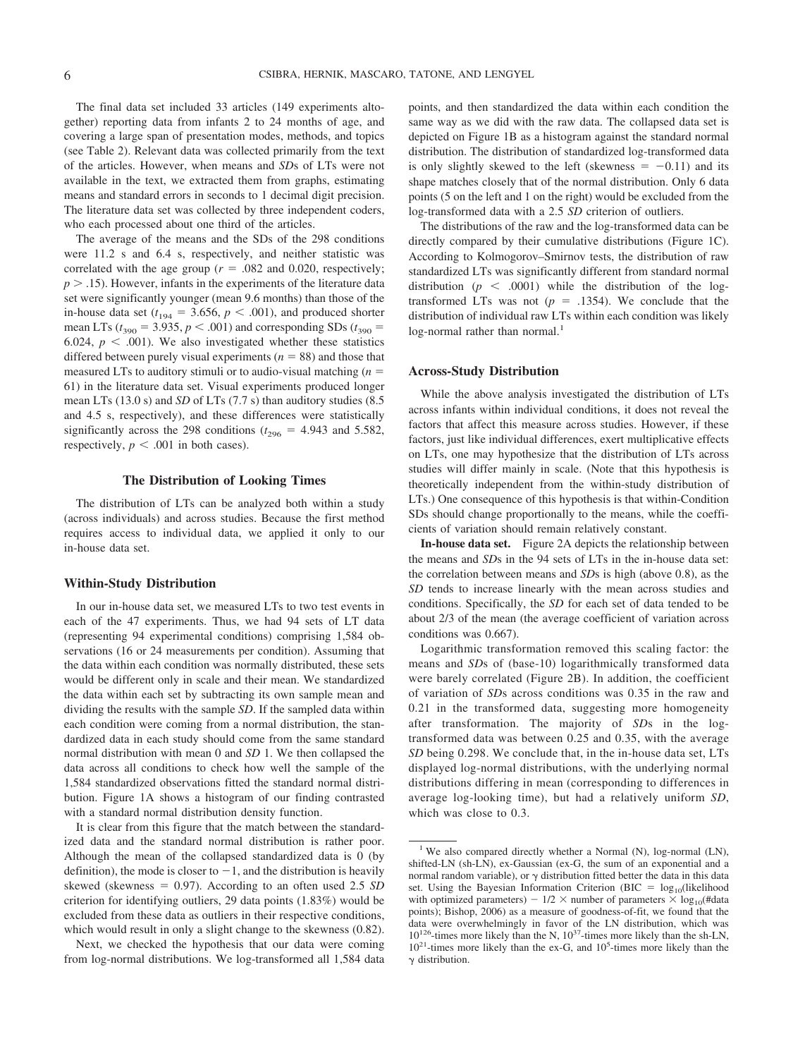The final data set included 33 articles (149 experiments altogether) reporting data from infants 2 to 24 months of age, and covering a large span of presentation modes, methods, and topics (see Table 2). Relevant data was collected primarily from the text of the articles. However, when means and *SD*s of LTs were not available in the text, we extracted them from graphs, estimating means and standard errors in seconds to 1 decimal digit precision. The literature data set was collected by three independent coders, who each processed about one third of the articles.

The average of the means and the SDs of the 298 conditions were 11.2 s and 6.4 s, respectively, and neither statistic was correlated with the age group ($r = .082$ and 0.020, respectively; $p > .15$). However, infants in the experiments of the literature data set were significantly younger (mean 9.6 months) than those of the in-house data set ($t_{194} = 3.656$, $p < .001$), and produced shorter mean LTs ($t_{390} = 3.935$, $p < .001$) and corresponding SDs ($t_{390} = 6.024$, $p < .001$). We also investigated whether these statistics differed between purely visual experiments ($n = 88$) and those that measured LTs to auditory stimuli or to audio-visual matching ($n = 61$) in the literature data set. Visual experiments produced longer mean LTs (13.0 s) and *SD* of LTs (7.7 s) than auditory studies (8.5 and 4.5 s, respectively), and these differences were statistically significantly across the 298 conditions ($t_{296} = 4.943$ and 5.582, respectively, $p < .001$ in both cases).

## The Distribution of Looking Times

The distribution of LTs can be analyzed both within a study (across individuals) and across studies. Because the first method requires access to individual data, we applied it only to our in-house data set.

### Within-Study Distribution

In our in-house data set, we measured LTs to two test events in each of the 47 experiments. Thus, we had 94 sets of LT data (representing 94 experimental conditions) comprising 1,584 observations (16 or 24 measurements per condition). Assuming that the data within each condition was normally distributed, these sets would be different only in scale and their mean. We standardized the data within each set by subtracting its own sample mean and dividing the results with the sample *SD*. If the sampled data within each condition were coming from a normal distribution, the standardized data in each study should come from the same standard normal distribution with mean 0 and *SD* 1. We then collapsed the data across all conditions to check how well the sample of the 1,584 standardized observations fitted the standard normal distribution. Figure 1A shows a histogram of our finding contrasted with a standard normal distribution density function.

It is clear from this figure that the match between the standardized data and the standard normal distribution is rather poor. Although the mean of the collapsed standardized data is 0 (by definition), the mode is closer to $-1$, and the distribution is heavily skewed (skewness = 0.97). According to an often used 2.5 *SD* criterion for identifying outliers, 29 data points (1.83%) would be excluded from these data as outliers in their respective conditions, which would result in only a slight change to the skewness (0.82).

Next, we checked the hypothesis that our data were coming from log-normal distributions. We log-transformed all 1,584 data points, and then standardized the data within each condition the same way as we did with the raw data. The collapsed data set is depicted on Figure 1B as a histogram against the standard normal distribution. The distribution of standardized log-transformed data is only slightly skewed to the left (skewness = $-0.11$) and its shape matches closely that of the normal distribution. Only 6 data points (5 on the left and 1 on the right) would be excluded from the log-transformed data with a 2.5 *SD* criterion of outliers.

The distributions of the raw and the log-transformed data can be directly compared by their cumulative distributions (Figure 1C). According to Kolmogorov–Smirnov tests, the distribution of raw standardized LTs was significantly different from standard normal distribution ($p < .0001$) while the distribution of the log-transformed LTs was not ($p = .1354$). We conclude that the distribution of individual raw LTs within each condition was likely log-normal rather than normal.[1]

### Across-Study Distribution

While the above analysis investigated the distribution of LTs across infants within individual conditions, it does not reveal the factors that affect this measure across studies. However, if these factors, just like individual differences, exert multiplicative effects on LTs, one may hypothesize that the distribution of LTs across studies will differ mainly in scale. (Note that this hypothesis is theoretically independent from the within-study distribution of LTs.) One consequence of this hypothesis is that within-Condition SDs should change proportionally to the means, while the coefficients of variation should remain relatively constant.

**In-house data set.** Figure 2A depicts the relationship between the means and *SD*s in the 94 sets of LTs in the in-house data set: the correlation between means and *SD*s is high (above 0.8), as the *SD* tends to increase linearly with the mean across studies and conditions. Specifically, the *SD* for each set of data tended to be about 2/3 of the mean (the average coefficient of variation across conditions was 0.667).

Logarithmic transformation removed this scaling factor: the means and *SD*s of (base-10) logarithmically transformed data were barely correlated (Figure 2B). In addition, the coefficient of variation of *SD*s across conditions was 0.35 in the raw and 0.21 in the transformed data, suggesting more homogeneity after transformation. The majority of *SD*s in the log-transformed data was between 0.25 and 0.35, with the average *SD* being 0.298. We conclude that, in the in-house data set, LTs displayed log-normal distributions, with the underlying normal distributions differing in mean (corresponding to differences in average log-looking time), but had a relatively uniform *SD*, which was close to 0.3.

---

[1] We also compared directly whether a Normal (N), log-normal (LN), shifted-LN (sh-LN), ex-Gaussian (ex-G, the sum of an exponential and a normal random variable), or γ distribution fitted better the data in this data set. Using the Bayesian Information Criterion (BIC = $\log_{10}$(likelihood with optimized parameters) − 1/2 × number of parameters × $\log_{10}$(#data points); Bishop, 2006) as a measure of goodness-of-fit, we found that the data were overwhelmingly in favor of the LN distribution, which was $10^{126}$-times more likely than the N, $10^{37}$-times more likely than the sh-LN, $10^{21}$-times more likely than the ex-G, and $10^{5}$-times more likely than the γ distribution.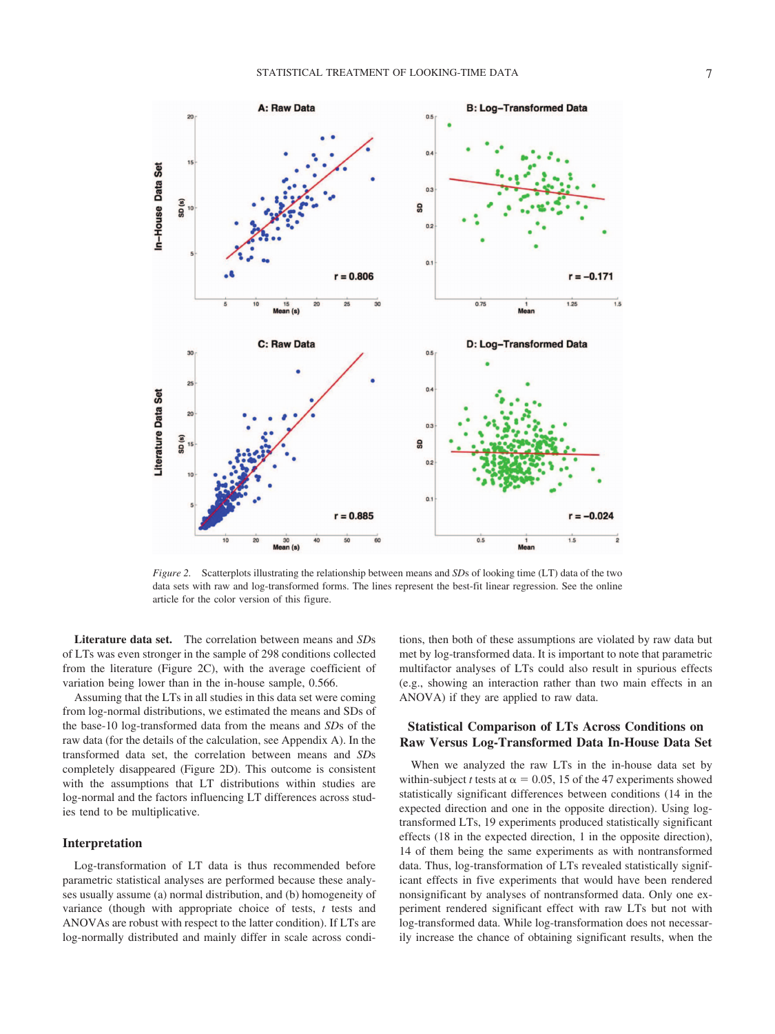*Figure 2.* Scatterplots illustrating the relationship between means and *SD*s of looking time (LT) data of the two data sets with raw and log-transformed forms. The lines represent the best-fit linear regression. See the online article for the color version of this figure.

**Literature data set.** The correlation between means and *SD*s of LTs was even stronger in the sample of 298 conditions collected from the literature (Figure 2C), with the average coefficient of variation being lower than in the in-house sample, 0.566.

Assuming that the LTs in all studies in this data set were coming from log-normal distributions, we estimated the means and SDs of the base-10 log-transformed data from the means and *SD*s of the raw data (for the details of the calculation, see Appendix A). In the transformed data set, the correlation between means and *SD*s completely disappeared (Figure 2D). This outcome is consistent with the assumptions that LT distributions within studies are log-normal and the factors influencing LT differences across studies tend to be multiplicative.

### Interpretation

Log-transformation of LT data is thus recommended before parametric statistical analyses are performed because these analyses usually assume (a) normal distribution, and (b) homogeneity of variance (though with appropriate choice of tests, *t* tests and ANOVAs are robust with respect to the latter condition). If LTs are log-normally distributed and mainly differ in scale across conditions, then both of these assumptions are violated by raw data but met by log-transformed data. It is important to note that parametric multifactor analyses of LTs could also result in spurious effects (e.g., showing an interaction rather than two main effects in an ANOVA) if they are applied to raw data.

## Statistical Comparison of LTs Across Conditions on Raw Versus Log-Transformed Data In-House Data Set

When we analyzed the raw LTs in the in-house data set by within-subject *t* tests at $\alpha = 0.05$, 15 of the 47 experiments showed statistically significant differences between conditions (14 in the expected direction and one in the opposite direction). Using log-transformed LTs, 19 experiments produced statistically significant effects (18 in the expected direction, 1 in the opposite direction), 14 of them being the same experiments as with nontransformed data. Thus, log-transformation of LTs revealed statistically significant effects in five experiments that would have been rendered nonsignificant by analyses of nontransformed data. Only one experiment rendered significant effect with raw LTs but not with log-transformed data. While log-transformation does not necessarily increase the chance of obtaining significant results, when the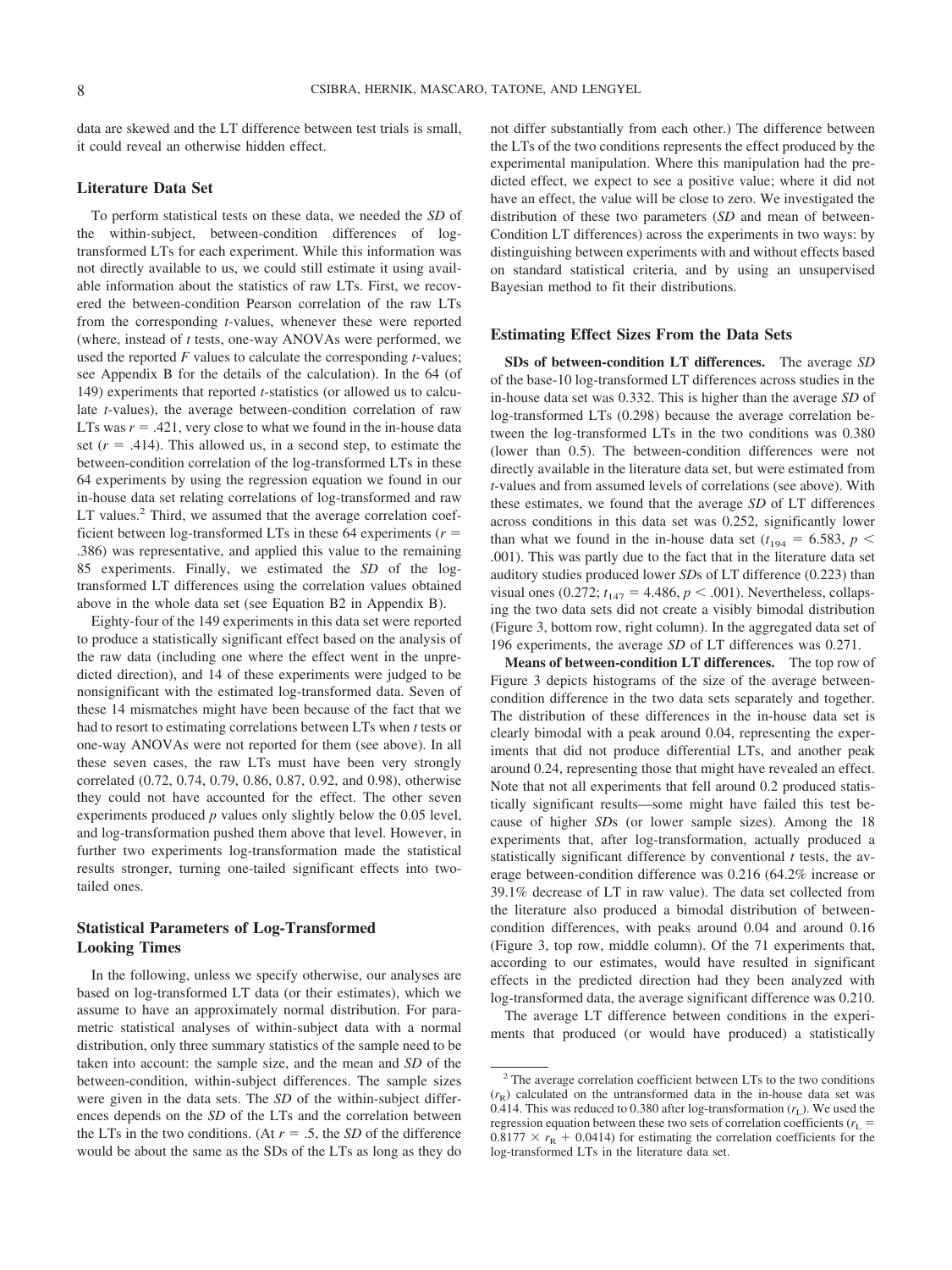data are skewed and the LT difference between test trials is small, it could reveal an otherwise hidden effect.

### Literature Data Set

To perform statistical tests on these data, we needed the *SD* of the within-subject, between-condition differences of log-transformed LTs for each experiment. While this information was not directly available to us, we could still estimate it using available information about the statistics of raw LTs. First, we recovered the between-condition Pearson correlation of the raw LTs from the corresponding *t*-values, whenever these were reported (where, instead of *t* tests, one-way ANOVAs were performed, we used the reported *F* values to calculate the corresponding *t*-values; see Appendix B for the details of the calculation). In the 64 (of 149) experiments that reported *t*-statistics (or allowed us to calculate *t*-values), the average between-condition correlation of raw LTs was $r = .421$, very close to what we found in the in-house data set ($r = .414$). This allowed us, in a second step, to estimate the between-condition correlation of the log-transformed LTs in these 64 experiments by using the regression equation we found in our in-house data set relating correlations of log-transformed and raw LT values.[2] Third, we assumed that the average correlation coefficient between log-transformed LTs in these 64 experiments ($r = .386$) was representative, and applied this value to the remaining 85 experiments. Finally, we estimated the *SD* of the log-transformed LT differences using the correlation values obtained above in the whole data set (see Equation B2 in Appendix B).

Eighty-four of the 149 experiments in this data set were reported to produce a statistically significant effect based on the analysis of the raw data (including one where the effect went in the unpredicted direction), and 14 of these experiments were judged to be nonsignificant with the estimated log-transformed data. Seven of these 14 mismatches might have been because of the fact that we had to resort to estimating correlations between LTs when *t* tests or one-way ANOVAs were not reported for them (see above). In all these seven cases, the raw LTs must have been very strongly correlated (0.72, 0.74, 0.79, 0.86, 0.87, 0.92, and 0.98), otherwise they could not have accounted for the effect. The other seven experiments produced *p* values only slightly below the 0.05 level, and log-transformation pushed them above that level. However, in further two experiments log-transformation made the statistical results stronger, turning one-tailed significant effects into two-tailed ones.

### Statistical Parameters of Log-Transformed Looking Times

In the following, unless we specify otherwise, our analyses are based on log-transformed LT data (or their estimates), which we assume to have an approximately normal distribution. For parametric statistical analyses of within-subject data with a normal distribution, only three summary statistics of the sample need to be taken into account: the sample size, and the mean and *SD* of the between-condition, within-subject differences. The sample sizes were given in the data sets. The *SD* of the within-subject differences depends on the *SD* of the LTs and the correlation between the LTs in the two conditions. (At $r = .5$, the *SD* of the difference would be about the same as the SDs of the LTs as long as they do not differ substantially from each other.) The difference between the LTs of the two conditions represents the effect produced by the experimental manipulation. Where this manipulation had the predicted effect, we expect to see a positive value; where it did not have an effect, the value will be close to zero. We investigated the distribution of these two parameters (*SD* and mean of between-Condition LT differences) across the experiments in two ways: by distinguishing between experiments with and without effects based on standard statistical criteria, and by using an unsupervised Bayesian method to fit their distributions.

### Estimating Effect Sizes From the Data Sets

**SDs of between-condition LT differences.** The average *SD* of the base-10 log-transformed LT differences across studies in the in-house data set was 0.332. This is higher than the average *SD* of log-transformed LTs (0.298) because the average correlation between the log-transformed LTs in the two conditions was 0.380 (lower than 0.5). The between-condition differences were not directly available in the literature data set, but were estimated from *t*-values and from assumed levels of correlations (see above). With these estimates, we found that the average *SD* of LT differences across conditions in this data set was 0.252, significantly lower than what we found in the in-house data set ($t_{194} = 6.583$, $p < .001$). This was partly due to the fact that in the literature data set auditory studies produced lower *SD*s of LT difference (0.223) than visual ones (0.272; $t_{147} = 4.486$, $p < .001$). Nevertheless, collapsing the two data sets did not create a visibly bimodal distribution (Figure 3, bottom row, right column). In the aggregated data set of 196 experiments, the average *SD* of LT differences was 0.271.

**Means of between-condition LT differences.** The top row of Figure 3 depicts histograms of the size of the average between-condition difference in the two data sets separately and together. The distribution of these differences in the in-house data set is clearly bimodal with a peak around 0.04, representing the experiments that did not produce differential LTs, and another peak around 0.24, representing those that might have revealed an effect. Note that not all experiments that fell around 0.2 produced statistically significant results—some might have failed this test because of higher *SD*s (or lower sample sizes). Among the 18 experiments that, after log-transformation, actually produced a statistically significant difference by conventional *t* tests, the average between-condition difference was 0.216 (64.2% increase or 39.1% decrease of LT in raw value). The data set collected from the literature also produced a bimodal distribution of between-condition differences, with peaks around 0.04 and around 0.16 (Figure 3, top row, middle column). Of the 71 experiments that, according to our estimates, would have resulted in significant effects in the predicted direction had they been analyzed with log-transformed data, the average significant difference was 0.210.

The average LT difference between conditions in the experiments that produced (or would have produced) a statistically

[2] The average correlation coefficient between LTs to the two conditions ($r_R$) calculated on the untransformed data in the in-house data set was 0.414. This was reduced to 0.380 after log-transformation ($r_L$). We used the regression equation between these two sets of correlation coefficients ($r_L = 0.8177 \times r_R + 0.0414$) for estimating the correlation coefficients for the log-transformed LTs in the literature data set.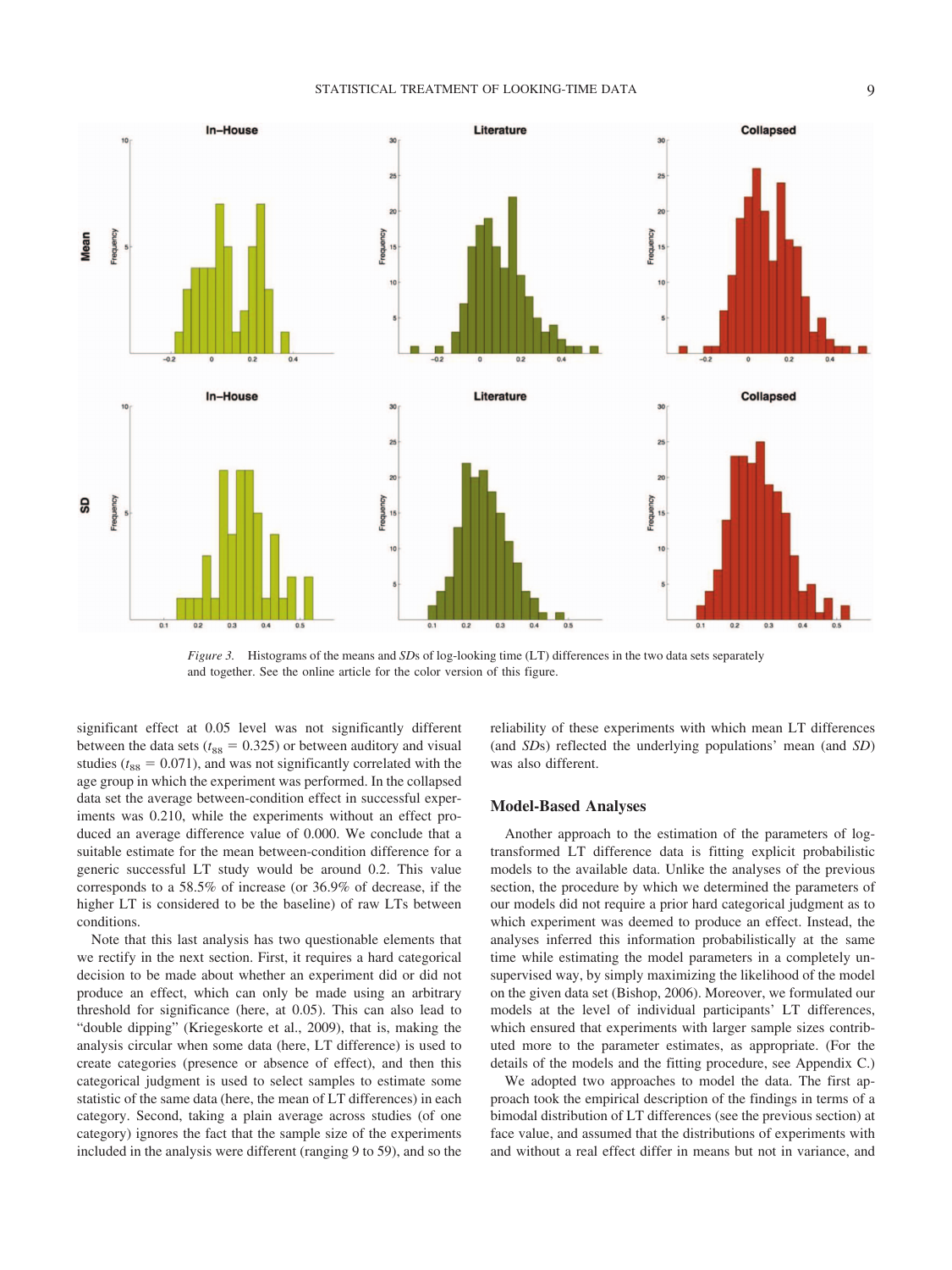*Figure 3.* Histograms of the means and *SD*s of log-looking time (LT) differences in the two data sets separately and together. See the online article for the color version of this figure.

significant effect at 0.05 level was not significantly different between the data sets ($t_{88} = 0.325$) or between auditory and visual studies ($t_{88} = 0.071$), and was not significantly correlated with the age group in which the experiment was performed. In the collapsed data set the average between-condition effect in successful experiments was 0.210, while the experiments without an effect produced an average difference value of 0.000. We conclude that a suitable estimate for the mean between-condition difference for a generic successful LT study would be around 0.2. This value corresponds to a 58.5% of increase (or 36.9% of decrease, if the higher LT is considered to be the baseline) of raw LTs between conditions.

Note that this last analysis has two questionable elements that we rectify in the next section. First, it requires a hard categorical decision to be made about whether an experiment did or did not produce an effect, which can only be made using an arbitrary threshold for significance (here, at 0.05). This can also lead to "double dipping" (Kriegeskorte et al., 2009), that is, making the analysis circular when some data (here, LT difference) is used to create categories (presence or absence of effect), and then this categorical judgment is used to select samples to estimate some statistic of the same data (here, the mean of LT differences) in each category. Second, taking a plain average across studies (of one category) ignores the fact that the sample size of the experiments included in the analysis were different (ranging 9 to 59), and so the reliability of these experiments with which mean LT differences (and *SD*s) reflected the underlying populations' mean (and *SD*) was also different.

## Model-Based Analyses

Another approach to the estimation of the parameters of log-transformed LT difference data is fitting explicit probabilistic models to the available data. Unlike the analyses of the previous section, the procedure by which we determined the parameters of our models did not require a prior hard categorical judgment as to which experiment was deemed to produce an effect. Instead, the analyses inferred this information probabilistically at the same time while estimating the model parameters in a completely unsupervised way, by simply maximizing the likelihood of the model on the given data set (Bishop, 2006). Moreover, we formulated our models at the level of individual participants' LT differences, which ensured that experiments with larger sample sizes contributed more to the parameter estimates, as appropriate. (For the details of the models and the fitting procedure, see Appendix C.)

We adopted two approaches to model the data. The first approach took the empirical description of the findings in terms of a bimodal distribution of LT differences (see the previous section) at face value, and assumed that the distributions of experiments with and without a real effect differ in means but not in variance, and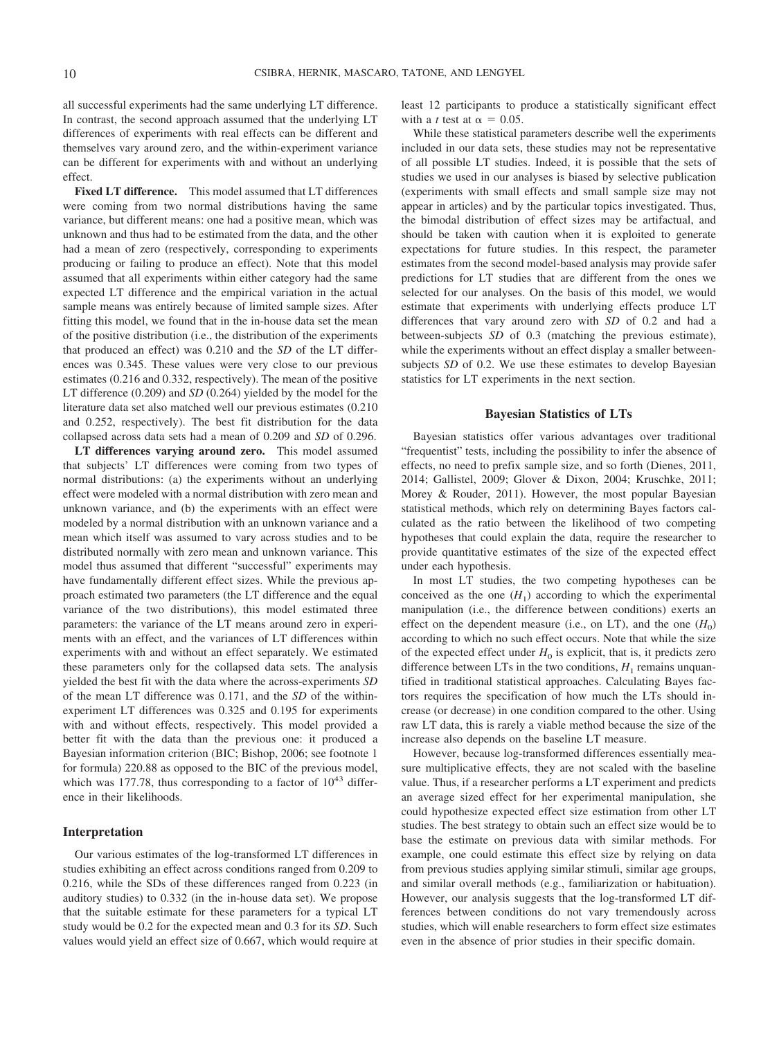all successful experiments had the same underlying LT difference. In contrast, the second approach assumed that the underlying LT differences of experiments with real effects can be different and themselves vary around zero, and the within-experiment variance can be different for experiments with and without an underlying effect.

**Fixed LT difference.** This model assumed that LT differences were coming from two normal distributions having the same variance, but different means: one had a positive mean, which was unknown and thus had to be estimated from the data, and the other had a mean of zero (respectively, corresponding to experiments producing or failing to produce an effect). Note that this model assumed that all experiments within either category had the same expected LT difference and the empirical variation in the actual sample means was entirely because of limited sample sizes. After fitting this model, we found that in the in-house data set the mean of the positive distribution (i.e., the distribution of the experiments that produced an effect) was 0.210 and the *SD* of the LT differences was 0.345. These values were very close to our previous estimates (0.216 and 0.332, respectively). The mean of the positive LT difference (0.209) and *SD* (0.264) yielded by the model for the literature data set also matched well our previous estimates (0.210 and 0.252, respectively). The best fit distribution for the data collapsed across data sets had a mean of 0.209 and *SD* of 0.296.

**LT differences varying around zero.** This model assumed that subjects' LT differences were coming from two types of normal distributions: (a) the experiments without an underlying effect were modeled with a normal distribution with zero mean and unknown variance, and (b) the experiments with an effect were modeled by a normal distribution with an unknown variance and a mean which itself was assumed to vary across studies and to be distributed normally with zero mean and unknown variance. This model thus assumed that different "successful" experiments may have fundamentally different effect sizes. While the previous approach estimated two parameters (the LT difference and the equal variance of the two distributions), this model estimated three parameters: the variance of the LT means around zero in experiments with an effect, and the variances of LT differences within experiments with and without an effect separately. We estimated these parameters only for the collapsed data sets. The analysis yielded the best fit with the data where the across-experiments *SD* of the mean LT difference was 0.171, and the *SD* of the within-experiment LT differences was 0.325 and 0.195 for experiments with and without effects, respectively. This model provided a better fit with the data than the previous one: it produced a Bayesian information criterion (BIC; Bishop, 2006; see footnote 1 for formula) 220.88 as opposed to the BIC of the previous model, which was 177.78, thus corresponding to a factor of $10^{43}$ difference in their likelihoods.

### Interpretation

Our various estimates of the log-transformed LT differences in studies exhibiting an effect across conditions ranged from 0.209 to 0.216, while the SDs of these differences ranged from 0.223 (in auditory studies) to 0.332 (in the in-house data set). We propose that the suitable estimate for these parameters for a typical LT study would be 0.2 for the expected mean and 0.3 for its *SD*. Such values would yield an effect size of 0.667, which would require at least 12 participants to produce a statistically significant effect with a *t* test at $\alpha = 0.05$.

While these statistical parameters describe well the experiments included in our data sets, these studies may not be representative of all possible LT studies. Indeed, it is possible that the sets of studies we used in our analyses is biased by selective publication (experiments with small effects and small sample size may not appear in articles) and by the particular topics investigated. Thus, the bimodal distribution of effect sizes may be artifactual, and should be taken with caution when it is exploited to generate expectations for future studies. In this respect, the parameter estimates from the second model-based analysis may provide safer predictions for LT studies that are different from the ones we selected for our analyses. On the basis of this model, we would estimate that experiments with underlying effects produce LT differences that vary around zero with *SD* of 0.2 and had a between-subjects *SD* of 0.3 (matching the previous estimate), while the experiments without an effect display a smaller between-subjects *SD* of 0.2. We use these estimates to develop Bayesian statistics for LT experiments in the next section.

## Bayesian Statistics of LTs

Bayesian statistics offer various advantages over traditional "frequentist" tests, including the possibility to infer the absence of effects, no need to prefix sample size, and so forth (Dienes, 2011, 2014; Gallistel, 2009; Glover & Dixon, 2004; Kruschke, 2011; Morey & Rouder, 2011). However, the most popular Bayesian statistical methods, which rely on determining Bayes factors calculated as the ratio between the likelihood of two competing hypotheses that could explain the data, require the researcher to provide quantitative estimates of the size of the expected effect under each hypothesis.

In most LT studies, the two competing hypotheses can be conceived as the one ($H_1$) according to which the experimental manipulation (i.e., the difference between conditions) exerts an effect on the dependent measure (i.e., on LT), and the one ($H_0$) according to which no such effect occurs. Note that while the size of the expected effect under $H_0$ is explicit, that is, it predicts zero difference between LTs in the two conditions, $H_1$ remains unquantified in traditional statistical approaches. Calculating Bayes factors requires the specification of how much the LTs should increase (or decrease) in one condition compared to the other. Using raw LT data, this is rarely a viable method because the size of the increase also depends on the baseline LT measure.

However, because log-transformed differences essentially measure multiplicative effects, they are not scaled with the baseline value. Thus, if a researcher performs a LT experiment and predicts an average sized effect for her experimental manipulation, she could hypothesize expected effect size estimation from other LT studies. The best strategy to obtain such an effect size would be to base the estimate on previous data with similar methods. For example, one could estimate this effect size by relying on data from previous studies applying similar stimuli, similar age groups, and similar overall methods (e.g., familiarization or habituation). However, our analysis suggests that the log-transformed LT differences between conditions do not vary tremendously across studies, which will enable researchers to form effect size estimates even in the absence of prior studies in their specific domain.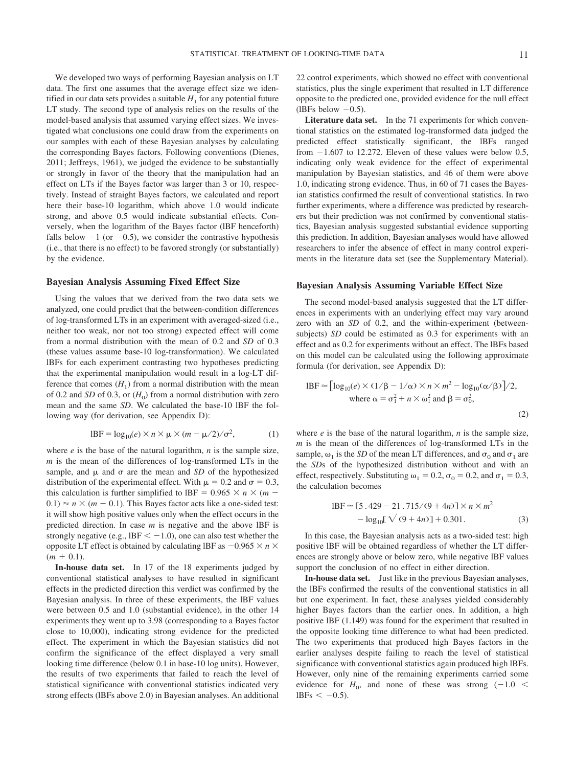We developed two ways of performing Bayesian analysis on LT data. The first one assumes that the average effect size we identified in our data sets provides a suitable $H_1$ for any potential future LT study. The second type of analysis relies on the results of the model-based analysis that assumed varying effect sizes. We investigated what conclusions one could draw from the experiments on our samples with each of these Bayesian analyses by calculating the corresponding Bayes factors. Following conventions (Dienes, 2011; Jeffreys, 1961), we judged the evidence to be substantially or strongly in favor of the theory that the manipulation had an effect on LTs if the Bayes factor was larger than 3 or 10, respectively. Instead of straight Bayes factors, we calculated and report here their base-10 logarithm, which above 1.0 would indicate strong, and above 0.5 would indicate substantial effects. Conversely, when the logarithm of the Bayes factor (lBF henceforth) falls below $-1$ (or $-0.5$), we consider the contrastive hypothesis (i.e., that there is no effect) to be favored strongly (or substantially) by the evidence.

### Bayesian Analysis Assuming Fixed Effect Size

Using the values that we derived from the two data sets we analyzed, one could predict that the between-condition differences of log-transformed LTs in an experiment with averaged-sized (i.e., neither too weak, nor not too strong) expected effect will come from a normal distribution with the mean of 0.2 and *SD* of 0.3 (these values assume base-10 log-transformation). We calculated lBFs for each experiment contrasting two hypotheses predicting that the experimental manipulation would result in a log-LT difference that comes ($H_1$) from a normal distribution with the mean of 0.2 and *SD* of 0.3, or ($H_0$) from a normal distribution with zero mean and the same *SD*. We calculated the base-10 lBF the following way (for derivation, see Appendix D):

$$\mathrm{lBF} = \log_{10}(e) \times n \times \mu \times (m - \mu/2)/\sigma^2, \tag{1}$$

where $e$ is the base of the natural logarithm, $n$ is the sample size, $m$ is the mean of the differences of log-transformed LTs in the sample, and $\mu$ and $\sigma$ are the mean and *SD* of the hypothesized distribution of the experimental effect. With $\mu = 0.2$ and $\sigma = 0.3$, this calculation is further simplified to $\mathrm{lBF} = 0.965 \times n \times (m - 0.1) \approx n \times (m - 0.1)$. This Bayes factor acts like a one-sided test: it will show high positive values only when the effect occurs in the predicted direction. In case $m$ is negative and the above lBF is strongly negative (e.g., $\mathrm{lBF} < -1.0$), one can also test whether the opposite LT effect is obtained by calculating lBF as $-0.965 \times n \times (m + 0.1)$.

**In-house data set.** In 17 of the 18 experiments judged by conventional statistical analyses to have resulted in significant effects in the predicted direction this verdict was confirmed by the Bayesian analysis. In three of these experiments, the lBF values were between 0.5 and 1.0 (substantial evidence), in the other 14 experiments they went up to 3.98 (corresponding to a Bayes factor close to 10,000), indicating strong evidence for the predicted effect. The experiment in which the Bayesian statistics did not confirm the significance of the effect displayed a very small looking time difference (below 0.1 in base-10 log units). However, the results of two experiments that failed to reach the level of statistical significance with conventional statistics indicated very strong effects (lBFs above 2.0) in Bayesian analyses. An additional 22 control experiments, which showed no effect with conventional statistics, plus the single experiment that resulted in LT difference opposite to the predicted one, provided evidence for the null effect (lBFs below $-0.5$).

**Literature data set.** In the 71 experiments for which conventional statistics on the estimated log-transformed data judged the predicted effect statistically significant, the lBFs ranged from $-1.607$ to 12.272. Eleven of these values were below 0.5, indicating only weak evidence for the effect of experimental manipulation by Bayesian statistics, and 46 of them were above 1.0, indicating strong evidence. Thus, in 60 of 71 cases the Bayesian statistics confirmed the result of conventional statistics. In two further experiments, where a difference was predicted by researchers but their prediction was not confirmed by conventional statistics, Bayesian analysis suggested substantial evidence supporting this prediction. In addition, Bayesian analyses would have allowed researchers to infer the absence of effect in many control experiments in the literature data set (see the Supplementary Material).

### Bayesian Analysis Assuming Variable Effect Size

The second model-based analysis suggested that the LT differences in experiments with an underlying effect may vary around zero with an *SD* of 0.2, and the within-experiment (between-subjects) *SD* could be estimated as 0.3 for experiments with an effect and as 0.2 for experiments without an effect. The lBFs based on this model can be calculated using the following approximate formula (for derivation, see Appendix D):

$$\mathrm{lBF} \simeq \left[\log_{10}(e) \times (1/\beta - 1/\alpha) \times n \times m^2 - \log_{10}(\alpha/\beta)\right]/2, \quad \text{where } \alpha = \sigma_1^2 + n \times \omega_1^2 \text{ and } \beta = \sigma_0^2, \tag{2}$$

where $e$ is the base of the natural logarithm, $n$ is the sample size, $m$ is the mean of the differences of log-transformed LTs in the sample, $\omega_1$ is the *SD* of the mean LT differences, and $\sigma_0$ and $\sigma_1$ are the *SD*s of the hypothesized distribution without and with an effect, respectively. Substituting $\omega_1 = 0.2$, $\sigma_0 = 0.2$, and $\sigma_1 = 0.3$, the calculation becomes

$$\mathrm{lBF} \simeq [5.429 - 21.715/(9 + 4n)] \times n \times m^2 - \log_{10}[\sqrt{(9 + 4n)}] + 0.301. \tag{3}$$

In this case, the Bayesian analysis acts as a two-sided test: high positive lBF will be obtained regardless of whether the LT differences are strongly above or below zero, while negative lBF values support the conclusion of no effect in either direction.

**In-house data set.** Just like in the previous Bayesian analyses, the lBFs confirmed the results of the conventional statistics in all but one experiment. In fact, these analyses yielded considerably higher Bayes factors than the earlier ones. In addition, a high positive lBF (1.149) was found for the experiment that resulted in the opposite looking time difference to what had been predicted. The two experiments that produced high Bayes factors in the earlier analyses despite failing to reach the level of statistical significance with conventional statistics again produced high lBFs. However, only nine of the remaining experiments carried some evidence for $H_0$, and none of these was strong ($-1.0 < \mathrm{lBFs} < -0.5$).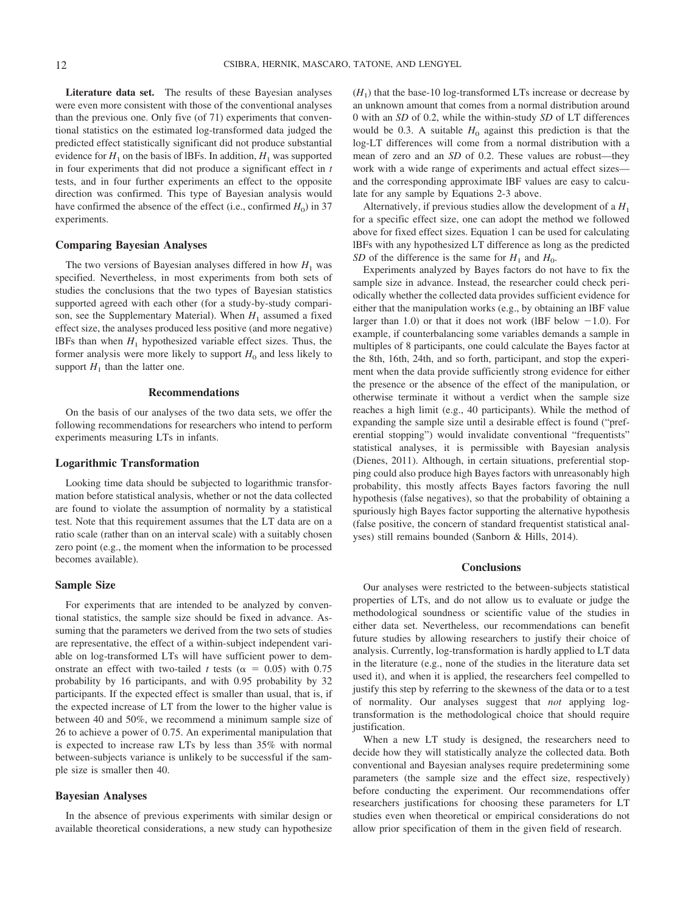**Literature data set.** The results of these Bayesian analyses were even more consistent with those of the conventional analyses than the previous one. Only five (of 71) experiments that conventional statistics on the estimated log-transformed data judged the predicted effect statistically significant did not produce substantial evidence for $H_1$ on the basis of lBFs. In addition, $H_1$ was supported in four experiments that did not produce a significant effect in *t* tests, and in four further experiments an effect to the opposite direction was confirmed. This type of Bayesian analysis would have confirmed the absence of the effect (i.e., confirmed $H_0$) in 37 experiments.

### Comparing Bayesian Analyses

The two versions of Bayesian analyses differed in how $H_1$ was specified. Nevertheless, in most experiments from both sets of studies the conclusions that the two types of Bayesian statistics supported agreed with each other (for a study-by-study comparison, see the Supplementary Material). When $H_1$ assumed a fixed effect size, the analyses produced less positive (and more negative) lBFs than when $H_1$ hypothesized variable effect sizes. Thus, the former analysis were more likely to support $H_0$ and less likely to support $H_1$ than the latter one.

## Recommendations

On the basis of our analyses of the two data sets, we offer the following recommendations for researchers who intend to perform experiments measuring LTs in infants.

### Logarithmic Transformation

Looking time data should be subjected to logarithmic transformation before statistical analysis, whether or not the data collected are found to violate the assumption of normality by a statistical test. Note that this requirement assumes that the LT data are on a ratio scale (rather than on an interval scale) with a suitably chosen zero point (e.g., the moment when the information to be processed becomes available).

### Sample Size

For experiments that are intended to be analyzed by conventional statistics, the sample size should be fixed in advance. Assuming that the parameters we derived from the two sets of studies are representative, the effect of a within-subject independent variable on log-transformed LTs will have sufficient power to demonstrate an effect with two-tailed *t* tests ($\alpha = 0.05$) with 0.75 probability by 16 participants, and with 0.95 probability by 32 participants. If the expected effect is smaller than usual, that is, if the expected increase of LT from the lower to the higher value is between 40 and 50%, we recommend a minimum sample size of 26 to achieve a power of 0.75. An experimental manipulation that is expected to increase raw LTs by less than 35% with normal between-subjects variance is unlikely to be successful if the sample size is smaller then 40.

### Bayesian Analyses

In the absence of previous experiments with similar design or available theoretical considerations, a new study can hypothesize ($H_1$) that the base-10 log-transformed LTs increase or decrease by an unknown amount that comes from a normal distribution around 0 with an *SD* of 0.2, while the within-study *SD* of LT differences would be 0.3. A suitable $H_0$ against this prediction is that the log-LT differences will come from a normal distribution with a mean of zero and an *SD* of 0.2. These values are robust—they work with a wide range of experiments and actual effect sizes—and the corresponding approximate lBF values are easy to calculate for any sample by Equations 2-3 above.

Alternatively, if previous studies allow the development of a $H_1$ for a specific effect size, one can adopt the method we followed above for fixed effect sizes. Equation 1 can be used for calculating lBFs with any hypothesized LT difference as long as the predicted *SD* of the difference is the same for $H_1$ and $H_0$.

Experiments analyzed by Bayes factors do not have to fix the sample size in advance. Instead, the researcher could check periodically whether the collected data provides sufficient evidence for either that the manipulation works (e.g., by obtaining an lBF value larger than 1.0) or that it does not work (lBF below $-1.0$). For example, if counterbalancing some variables demands a sample in multiples of 8 participants, one could calculate the Bayes factor at the 8th, 16th, 24th, and so forth, participant, and stop the experiment when the data provide sufficiently strong evidence for either the presence or the absence of the effect of the manipulation, or otherwise terminate it without a verdict when the sample size reaches a high limit (e.g., 40 participants). While the method of expanding the sample size until a desirable effect is found ("preferential stopping") would invalidate conventional "frequentists" statistical analyses, it is permissible with Bayesian analysis (Dienes, 2011). Although, in certain situations, preferential stopping could also produce high Bayes factors with unreasonably high probability, this mostly affects Bayes factors favoring the null hypothesis (false negatives), so that the probability of obtaining a spuriously high Bayes factor supporting the alternative hypothesis (false positive, the concern of standard frequentist statistical analyses) still remains bounded (Sanborn & Hills, 2014).

## Conclusions

Our analyses were restricted to the between-subjects statistical properties of LTs, and do not allow us to evaluate or judge the methodological soundness or scientific value of the studies in either data set. Nevertheless, our recommendations can benefit future studies by allowing researchers to justify their choice of analysis. Currently, log-transformation is hardly applied to LT data in the literature (e.g., none of the studies in the literature data set used it), and when it is applied, the researchers feel compelled to justify this step by referring to the skewness of the data or to a test of normality. Our analyses suggest that *not* applying log-transformation is the methodological choice that should require justification.

When a new LT study is designed, the researchers need to decide how they will statistically analyze the collected data. Both conventional and Bayesian analyses require predetermining some parameters (the sample size and the effect size, respectively) before conducting the experiment. Our recommendations offer researchers justifications for choosing these parameters for LT studies even when theoretical or empirical considerations do not allow prior specification of them in the given field of research.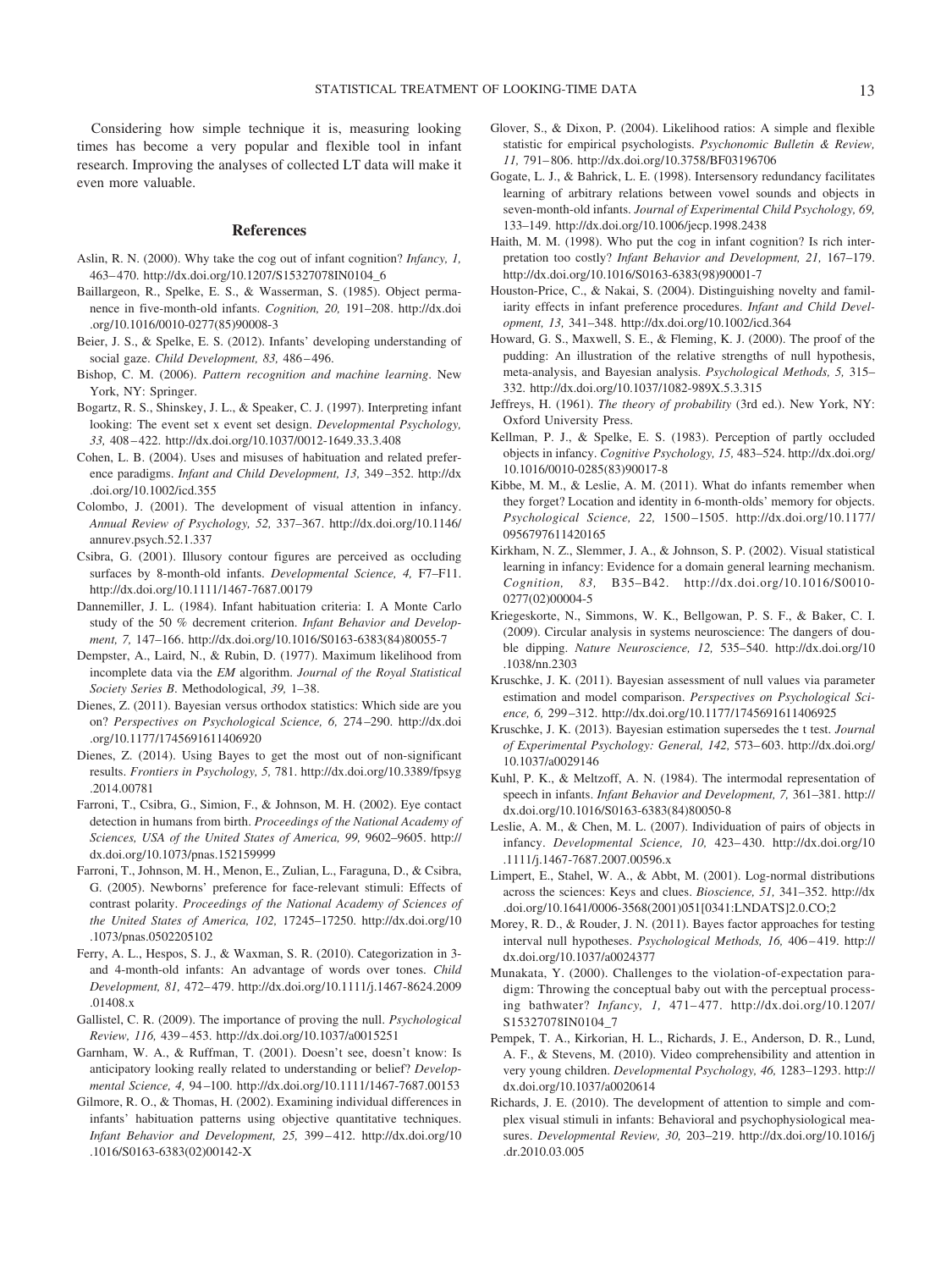Considering how simple technique it is, measuring looking times has become a very popular and flexible tool in infant research. Improving the analyses of collected LT data will make it even more valuable.

## References

Aslin, R. N. (2000). Why take the cog out of infant cognition? *Infancy, 1,* 463–470. http://dx.doi.org/10.1207/S15327078IN0104_6

Baillargeon, R., Spelke, E. S., & Wasserman, S. (1985). Object permanence in five-month-old infants. *Cognition, 20,* 191–208. http://dx.doi.org/10.1016/0010-0277(85)90008-3

Beier, J. S., & Spelke, E. S. (2012). Infants' developing understanding of social gaze. *Child Development, 83,* 486–496.

Bishop, C. M. (2006). *Pattern recognition and machine learning*. New York, NY: Springer.

Bogartz, R. S., Shinskey, J. L., & Speaker, C. J. (1997). Interpreting infant looking: The event set x event set design. *Developmental Psychology, 33,* 408–422. http://dx.doi.org/10.1037/0012-1649.33.3.408

Cohen, L. B. (2004). Uses and misuses of habituation and related preference paradigms. *Infant and Child Development, 13,* 349–352. http://dx.doi.org/10.1002/icd.355

Colombo, J. (2001). The development of visual attention in infancy. *Annual Review of Psychology, 52,* 337–367. http://dx.doi.org/10.1146/annurev.psych.52.1.337

Csibra, G. (2001). Illusory contour figures are perceived as occluding surfaces by 8-month-old infants. *Developmental Science, 4,* F7–F11. http://dx.doi.org/10.1111/1467-7687.00179

Dannemiller, J. L. (1984). Infant habituation criteria: I. A Monte Carlo study of the 50 % decrement criterion. *Infant Behavior and Development, 7,* 147–166. http://dx.doi.org/10.1016/S0163-6383(84)80055-7

Dempster, A., Laird, N., & Rubin, D. (1977). Maximum likelihood from incomplete data via the *EM* algorithm. *Journal of the Royal Statistical Society Series B*. Methodological, *39,* 1–38.

Dienes, Z. (2011). Bayesian versus orthodox statistics: Which side are you on? *Perspectives on Psychological Science, 6,* 274–290. http://dx.doi.org/10.1177/1745691611406920

Dienes, Z. (2014). Using Bayes to get the most out of non-significant results. *Frontiers in Psychology, 5,* 781. http://dx.doi.org/10.3389/fpsyg.2014.00781

Farroni, T., Csibra, G., Simion, F., & Johnson, M. H. (2002). Eye contact detection in humans from birth. *Proceedings of the National Academy of Sciences, USA of the United States of America, 99,* 9602–9605. http://dx.doi.org/10.1073/pnas.152159999

Farroni, T., Johnson, M. H., Menon, E., Zulian, L., Faraguna, D., & Csibra, G. (2005). Newborns' preference for face-relevant stimuli: Effects of contrast polarity. *Proceedings of the National Academy of Sciences of the United States of America, 102,* 17245–17250. http://dx.doi.org/10.1073/pnas.0502205102

Ferry, A. L., Hespos, S. J., & Waxman, S. R. (2010). Categorization in 3- and 4-month-old infants: An advantage of words over tones. *Child Development, 81,* 472–479. http://dx.doi.org/10.1111/j.1467-8624.2009.01408.x

Gallistel, C. R. (2009). The importance of proving the null. *Psychological Review, 116,* 439–453. http://dx.doi.org/10.1037/a0015251

Garnham, W. A., & Ruffman, T. (2001). Doesn't see, doesn't know: Is anticipatory looking really related to understanding or belief? *Developmental Science, 4,* 94–100. http://dx.doi.org/10.1111/1467-7687.00153

Gilmore, R. O., & Thomas, H. (2002). Examining individual differences in infants' habituation patterns using objective quantitative techniques. *Infant Behavior and Development, 25,* 399–412. http://dx.doi.org/10.1016/S0163-6383(02)00142-X

Glover, S., & Dixon, P. (2004). Likelihood ratios: A simple and flexible statistic for empirical psychologists. *Psychonomic Bulletin & Review, 11,* 791–806. http://dx.doi.org/10.3758/BF03196706

Gogate, L. J., & Bahrick, L. E. (1998). Intersensory redundancy facilitates learning of arbitrary relations between vowel sounds and objects in seven-month-old infants. *Journal of Experimental Child Psychology, 69,* 133–149. http://dx.doi.org/10.1006/jecp.1998.2438

Haith, M. M. (1998). Who put the cog in infant cognition? Is rich interpretation too costly? *Infant Behavior and Development, 21,* 167–179. http://dx.doi.org/10.1016/S0163-6383(98)90001-7

Houston-Price, C., & Nakai, S. (2004). Distinguishing novelty and familiarity effects in infant preference procedures. *Infant and Child Development, 13,* 341–348. http://dx.doi.org/10.1002/icd.364

Howard, G. S., Maxwell, S. E., & Fleming, K. J. (2000). The proof of the pudding: An illustration of the relative strengths of null hypothesis, meta-analysis, and Bayesian analysis. *Psychological Methods, 5,* 315–332. http://dx.doi.org/10.1037/1082-989X.5.3.315

Jeffreys, H. (1961). *The theory of probability* (3rd ed.). New York, NY: Oxford University Press.

Kellman, P. J., & Spelke, E. S. (1983). Perception of partly occluded objects in infancy. *Cognitive Psychology, 15,* 483–524. http://dx.doi.org/10.1016/0010-0285(83)90017-8

Kibbe, M. M., & Leslie, A. M. (2011). What do infants remember when they forget? Location and identity in 6-month-olds' memory for objects. *Psychological Science, 22,* 1500–1505. http://dx.doi.org/10.1177/0956797611420165

Kirkham, N. Z., Slemmer, J. A., & Johnson, S. P. (2002). Visual statistical learning in infancy: Evidence for a domain general learning mechanism. *Cognition, 83,* B35–B42. http://dx.doi.org/10.1016/S0010-0277(02)00004-5

Kriegeskorte, N., Simmons, W. K., Bellgowan, P. S. F., & Baker, C. I. (2009). Circular analysis in systems neuroscience: The dangers of double dipping. *Nature Neuroscience, 12,* 535–540. http://dx.doi.org/10.1038/nn.2303

Kruschke, J. K. (2011). Bayesian assessment of null values via parameter estimation and model comparison. *Perspectives on Psychological Science, 6,* 299–312. http://dx.doi.org/10.1177/1745691611406925

Kruschke, J. K. (2013). Bayesian estimation supersedes the t test. *Journal of Experimental Psychology: General, 142,* 573–603. http://dx.doi.org/10.1037/a0029146

Kuhl, P. K., & Meltzoff, A. N. (1984). The intermodal representation of speech in infants. *Infant Behavior and Development, 7,* 361–381. http://dx.doi.org/10.1016/S0163-6383(84)80050-8

Leslie, A. M., & Chen, M. L. (2007). Individuation of pairs of objects in infancy. *Developmental Science, 10,* 423–430. http://dx.doi.org/10.1111/j.1467-7687.2007.00596.x

Limpert, E., Stahel, W. A., & Abbt, M. (2001). Log-normal distributions across the sciences: Keys and clues. *Bioscience, 51,* 341–352. http://dx.doi.org/10.1641/0006-3568(2001)051[0341:LNDATS]2.0.CO;2

Morey, R. D., & Rouder, J. N. (2011). Bayes factor approaches for testing interval null hypotheses. *Psychological Methods, 16,* 406–419. http://dx.doi.org/10.1037/a0024377

Munakata, Y. (2000). Challenges to the violation-of-expectation paradigm: Throwing the conceptual baby out with the perceptual processing bathwater? *Infancy, 1,* 471–477. http://dx.doi.org/10.1207/S15327078IN0104_7

Pempek, T. A., Kirkorian, H. L., Richards, J. E., Anderson, D. R., Lund, A. F., & Stevens, M. (2010). Video comprehensibility and attention in very young children. *Developmental Psychology, 46,* 1283–1293. http://dx.doi.org/10.1037/a0020614

Richards, J. E. (2010). The development of attention to simple and complex visual stimuli in infants: Behavioral and psychophysiological measures. *Developmental Review, 30,* 203–219. http://dx.doi.org/10.1016/j.dr.2010.03.005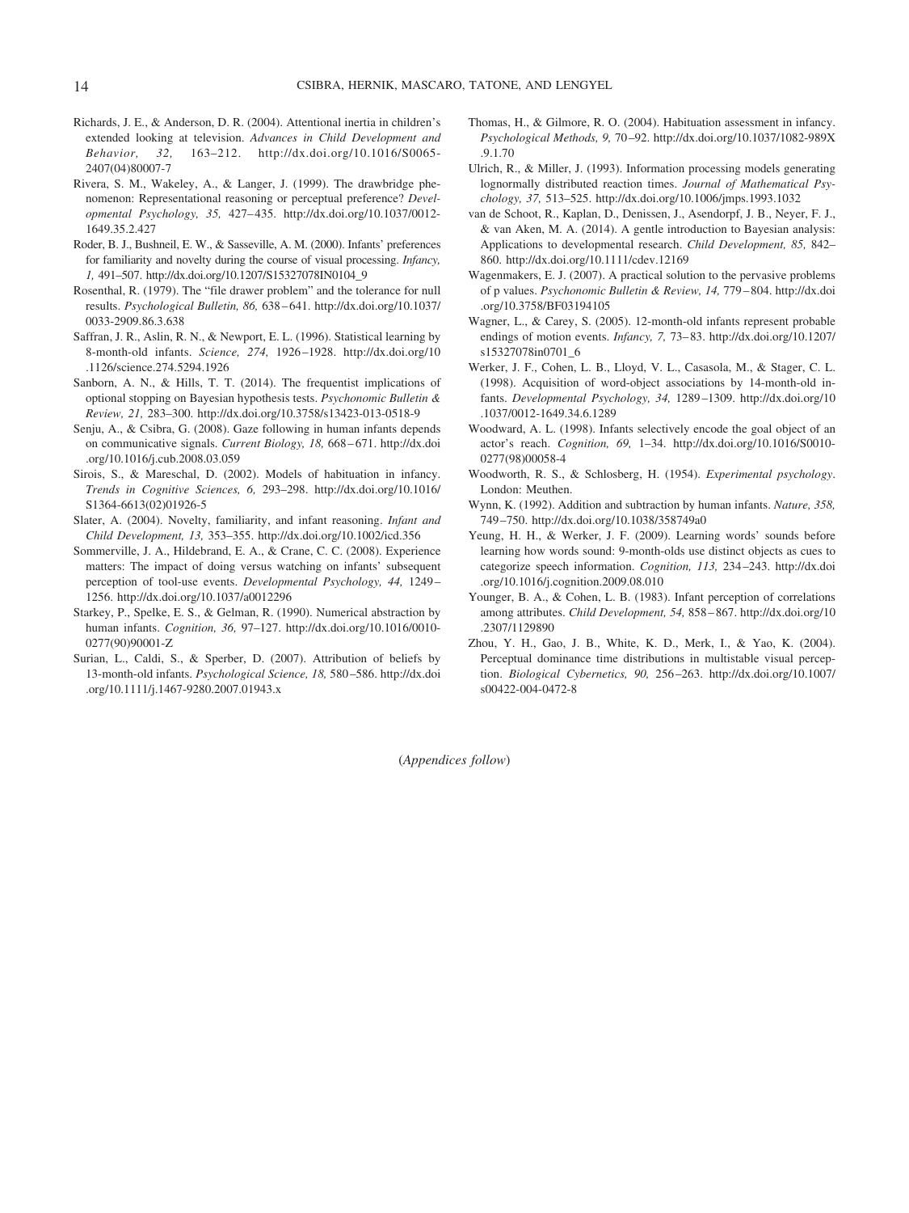Richards, J. E., & Anderson, D. R. (2004). Attentional inertia in children's extended looking at television. *Advances in Child Development and Behavior, 32,* 163–212. http://dx.doi.org/10.1016/S0065-2407(04)80007-7

Rivera, S. M., Wakeley, A., & Langer, J. (1999). The drawbridge phenomenon: Representational reasoning or perceptual preference? *Developmental Psychology, 35,* 427–435. http://dx.doi.org/10.1037/0012-1649.35.2.427

Roder, B. J., Bushneil, E. W., & Sasseville, A. M. (2000). Infants' preferences for familiarity and novelty during the course of visual processing. *Infancy, 1,* 491–507. http://dx.doi.org/10.1207/S15327078IN0104_9

Rosenthal, R. (1979). The "file drawer problem" and the tolerance for null results. *Psychological Bulletin, 86,* 638–641. http://dx.doi.org/10.1037/0033-2909.86.3.638

Saffran, J. R., Aslin, R. N., & Newport, E. L. (1996). Statistical learning by 8-month-old infants. *Science, 274,* 1926–1928. http://dx.doi.org/10.1126/science.274.5294.1926

Sanborn, A. N., & Hills, T. T. (2014). The frequentist implications of optional stopping on Bayesian hypothesis tests. *Psychonomic Bulletin & Review, 21,* 283–300. http://dx.doi.org/10.3758/s13423-013-0518-9

Senju, A., & Csibra, G. (2008). Gaze following in human infants depends on communicative signals. *Current Biology, 18,* 668–671. http://dx.doi.org/10.1016/j.cub.2008.03.059

Sirois, S., & Mareschal, D. (2002). Models of habituation in infancy. *Trends in Cognitive Sciences, 6,* 293–298. http://dx.doi.org/10.1016/S1364-6613(02)01926-5

Slater, A. (2004). Novelty, familiarity, and infant reasoning. *Infant and Child Development, 13,* 353–355. http://dx.doi.org/10.1002/icd.356

Sommerville, J. A., Hildebrand, E. A., & Crane, C. C. (2008). Experience matters: The impact of doing versus watching on infants' subsequent perception of tool-use events. *Developmental Psychology, 44,* 1249–1256. http://dx.doi.org/10.1037/a0012296

Starkey, P., Spelke, E. S., & Gelman, R. (1990). Numerical abstraction by human infants. *Cognition, 36,* 97–127. http://dx.doi.org/10.1016/0010-0277(90)90001-Z

Surian, L., Caldi, S., & Sperber, D. (2007). Attribution of beliefs by 13-month-old infants. *Psychological Science, 18,* 580–586. http://dx.doi.org/10.1111/j.1467-9280.2007.01943.x

Thomas, H., & Gilmore, R. O. (2004). Habituation assessment in infancy. *Psychological Methods, 9,* 70–92. http://dx.doi.org/10.1037/1082-989X.9.1.70

Ulrich, R., & Miller, J. (1993). Information processing models generating lognormally distributed reaction times. *Journal of Mathematical Psychology, 37,* 513–525. http://dx.doi.org/10.1006/jmps.1993.1032

van de Schoot, R., Kaplan, D., Denissen, J., Asendorpf, J. B., Neyer, F. J., & van Aken, M. A. (2014). A gentle introduction to Bayesian analysis: Applications to developmental research. *Child Development, 85,* 842–860. http://dx.doi.org/10.1111/cdev.12169

Wagenmakers, E. J. (2007). A practical solution to the pervasive problems of p values. *Psychonomic Bulletin & Review, 14,* 779–804. http://dx.doi.org/10.3758/BF03194105

Wagner, L., & Carey, S. (2005). 12-month-old infants represent probable endings of motion events. *Infancy, 7,* 73–83. http://dx.doi.org/10.1207/s15327078in0701_6

Werker, J. F., Cohen, L. B., Lloyd, V. L., Casasola, M., & Stager, C. L. (1998). Acquisition of word-object associations by 14-month-old infants. *Developmental Psychology, 34,* 1289–1309. http://dx.doi.org/10.1037/0012-1649.34.6.1289

Woodward, A. L. (1998). Infants selectively encode the goal object of an actor's reach. *Cognition, 69,* 1–34. http://dx.doi.org/10.1016/S0010-0277(98)00058-4

Woodworth, R. S., & Schlosberg, H. (1954). *Experimental psychology*. London: Meuthen.

Wynn, K. (1992). Addition and subtraction by human infants. *Nature, 358,* 749–750. http://dx.doi.org/10.1038/358749a0

Yeung, H. H., & Werker, J. F. (2009). Learning words' sounds before learning how words sound: 9-month-olds use distinct objects as cues to categorize speech information. *Cognition, 113,* 234–243. http://dx.doi.org/10.1016/j.cognition.2009.08.010

Younger, B. A., & Cohen, L. B. (1983). Infant perception of correlations among attributes. *Child Development, 54,* 858–867. http://dx.doi.org/10.2307/1129890

Zhou, Y. H., Gao, J. B., White, K. D., Merk, I., & Yao, K. (2004). Perceptual dominance time distributions in multistable visual perception. *Biological Cybernetics, 90,* 256–263. http://dx.doi.org/10.1007/s00422-004-0472-8

(*Appendices follow*)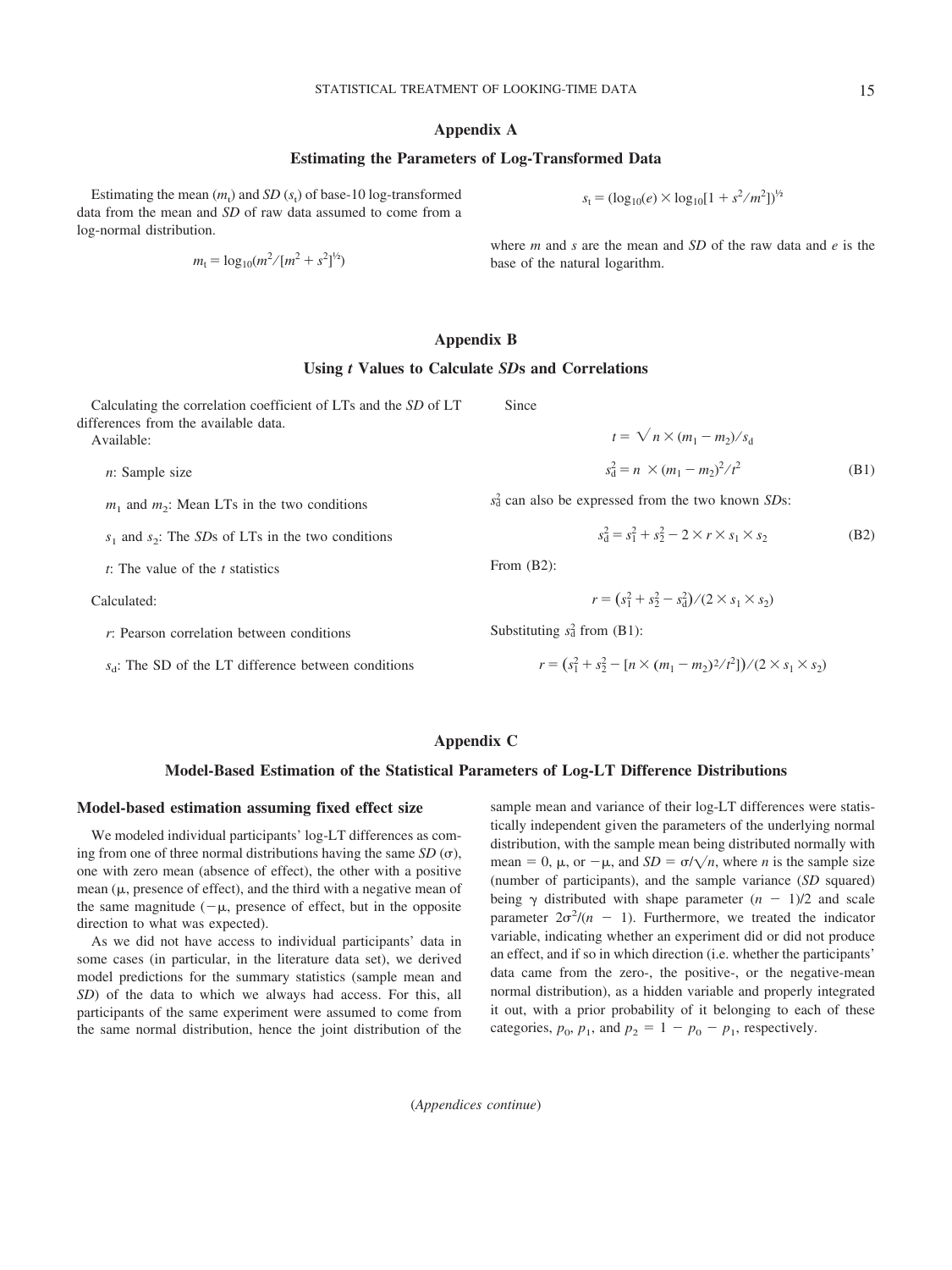## Appendix A

### Estimating the Parameters of Log-Transformed Data

Estimating the mean ($m_t$) and *SD* ($s_t$) of base-10 log-transformed data from the mean and *SD* of raw data assumed to come from a log-normal distribution.

$$m_t = \log_{10}(m^2/[m^2 + s^2]^{½})$$

$$s_t = (\log_{10}(e) \times \log_{10}[1 + s^2/m^2])^{½}$$

where $m$ and $s$ are the mean and *SD* of the raw data and $e$ is the base of the natural logarithm.

## Appendix B

### Using *t* Values to Calculate *SD*s and Correlations

Calculating the correlation coefficient of LTs and the *SD* of LT differences from the available data.

Available:

- $n$: Sample size
- $m_1$ and $m_2$: Mean LTs in the two conditions
- $s_1$ and $s_2$: The *SD*s of LTs in the two conditions
- $t$: The value of the $t$ statistics

Calculated:

- $r$: Pearson correlation between conditions
- $s_d$: The SD of the LT difference between conditions

Since

$$t = \sqrt{n} \times (m_1 - m_2)/s_d$$

$$s_d^2 = n \times (m_1 - m_2)^2/t^2 \tag{B1}$$

$s_d^2$ can also be expressed from the two known *SD*s:

$$s_d^2 = s_1^2 + s_2^2 - 2 \times r \times s_1 \times s_2 \tag{B2}$$

From (B2):

$$r = (s_1^2 + s_2^2 - s_d^2)/(2 \times s_1 \times s_2)$$

Substituting $s_d^2$ from (B1):

$$r = (s_1^2 + s_2^2 - [n \times (m_1 - m_2)^2/t^2])/(2 \times s_1 \times s_2)$$

## Appendix C

### Model-Based Estimation of the Statistical Parameters of Log-LT Difference Distributions

#### Model-based estimation assuming fixed effect size

We modeled individual participants' log-LT differences as coming from one of three normal distributions having the same *SD* ($\sigma$), one with zero mean (absence of effect), the other with a positive mean ($\mu$, presence of effect), and the third with a negative mean of the same magnitude ($-\mu$, presence of effect, but in the opposite direction to what was expected).

As we did not have access to individual participants' data in some cases (in particular, in the literature data set), we derived model predictions for the summary statistics (sample mean and *SD*) of the data to which we always had access. For this, all participants of the same experiment were assumed to come from the same normal distribution, hence the joint distribution of the sample mean and variance of their log-LT differences were statistically independent given the parameters of the underlying normal distribution, with the sample mean being distributed normally with mean = 0, $\mu$, or $-\mu$, and $SD = \sigma/\sqrt{n}$, where $n$ is the sample size (number of participants), and the sample variance (*SD* squared) being $\gamma$ distributed with shape parameter $(n - 1)/2$ and scale parameter $2\sigma^2/(n - 1)$. Furthermore, we treated the indicator variable, indicating whether an experiment did or did not produce an effect, and if so in which direction (i.e. whether the participants' data came from the zero-, the positive-, or the negative-mean normal distribution), as a hidden variable and properly integrated it out, with a prior probability of it belonging to each of these categories, $p_0$, $p_1$, and $p_2 = 1 - p_0 - p_1$, respectively.

(*Appendices continue*)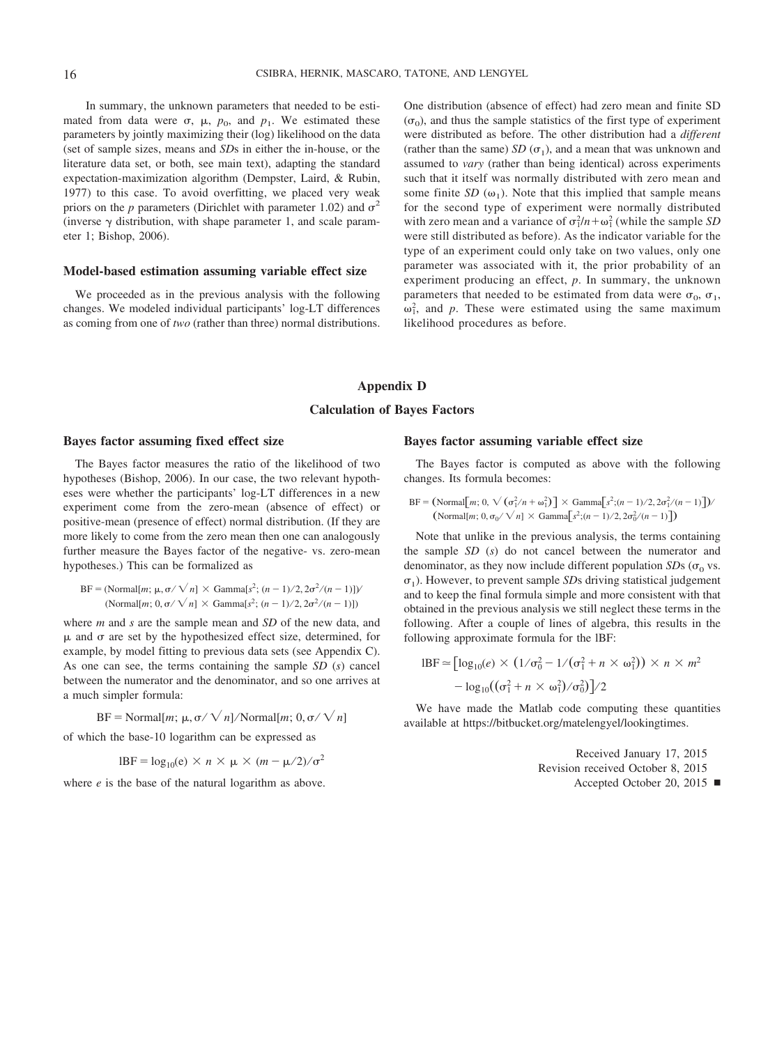In summary, the unknown parameters that needed to be estimated from data were $\sigma$, $\mu$, $p_0$, and $p_1$. We estimated these parameters by jointly maximizing their (log) likelihood on the data (set of sample sizes, means and *SD*s in either the in-house, or the literature data set, or both, see main text), adapting the standard expectation-maximization algorithm (Dempster, Laird, & Rubin, 1977) to this case. To avoid overfitting, we placed very weak priors on the *p* parameters (Dirichlet with parameter 1.02) and $\sigma^2$ (inverse $\gamma$ distribution, with shape parameter 1, and scale parameter 1; Bishop, 2006).

### Model-based estimation assuming variable effect size

We proceeded as in the previous analysis with the following changes. We modeled individual participants' log-LT differences as coming from one of *two* (rather than three) normal distributions. One distribution (absence of effect) had zero mean and finite SD ($\sigma_0$), and thus the sample statistics of the first type of experiment were distributed as before. The other distribution had a *different* (rather than the same) *SD* ($\sigma_1$), and a mean that was unknown and assumed to *vary* (rather than being identical) across experiments such that it itself was normally distributed with zero mean and some finite *SD* ($\omega_1$). Note that this implied that sample means for the second type of experiment were normally distributed with zero mean and a variance of $\sigma_1^2/n + \omega_1^2$ (while the sample *SD* were still distributed as before). As the indicator variable for the type of an experiment could only take on two values, only one parameter was associated with it, the prior probability of an experiment producing an effect, *p*. In summary, the unknown parameters that needed to be estimated from data were $\sigma_0$, $\sigma_1$, $\omega_1^2$, and *p*. These were estimated using the same maximum likelihood procedures as before.

## Appendix D

## Calculation of Bayes Factors

### Bayes factor assuming fixed effect size

The Bayes factor measures the ratio of the likelihood of two hypotheses (Bishop, 2006). In our case, the two relevant hypotheses were whether the participants' log-LT differences in a new experiment come from the zero-mean (absence of effect) or positive-mean (presence of effect) normal distribution. (If they are more likely to come from the zero mean then one can analogously further measure the Bayes factor of the negative- vs. zero-mean hypotheses.) This can be formalized as

$$\mathrm{BF} = (\mathrm{Normal}[m;\, \mu, \sigma/\sqrt{n}] \times \mathrm{Gamma}[s^2;\, (n-1)/2, 2\sigma^2/(n-1)])/(\mathrm{Normal}[m;\, 0, \sigma/\sqrt{n}] \times \mathrm{Gamma}[s^2;\, (n-1)/2, 2\sigma^2/(n-1)])$$

where *m* and *s* are the sample mean and *SD* of the new data, and $\mu$ and $\sigma$ are set by the hypothesized effect size, determined, for example, by model fitting to previous data sets (see Appendix C). As one can see, the terms containing the sample *SD* (*s*) cancel between the numerator and the denominator, and so one arrives at a much simpler formula:

$$\mathrm{BF} = \mathrm{Normal}[m;\, \mu, \sigma/\sqrt{n}]/\mathrm{Normal}[m;\, 0, \sigma/\sqrt{n}]$$

of which the base-10 logarithm can be expressed as

$$\mathrm{lBF} = \log_{10}(\mathrm{e}) \times n \times \mu \times (m - \mu/2)/\sigma^2$$

where *e* is the base of the natural logarithm as above.

### Bayes factor assuming variable effect size

The Bayes factor is computed as above with the following changes. Its formula becomes:

$$\mathrm{BF} = \left(\mathrm{Normal}\left[m;\, 0, \sqrt{(\sigma_1^2/n + \omega_1^2)}\right] \times \mathrm{Gamma}\left[s^2;(n-1)/2, 2\sigma_1^2/(n-1)\right]\right)/\left(\mathrm{Normal}[m;\, 0, \sigma_0/\sqrt{n}] \times \mathrm{Gamma}\left[s^2;(n-1)/2, 2\sigma_0^2/(n-1)\right]\right)$$

Note that unlike in the previous analysis, the terms containing the sample *SD* (*s*) do not cancel between the numerator and denominator, as they now include different population *SD*s ($\sigma_0$ vs. $\sigma_1$). However, to prevent sample *SD*s driving statistical judgement and to keep the final formula simple and more consistent with that obtained in the previous analysis we still neglect these terms in the following. After a couple of lines of algebra, this results in the following approximate formula for the lBF:

$$\mathrm{lBF} \simeq \left[\log_{10}(e) \times \left(1/\sigma_0^2 - 1/\left(\sigma_1^2 + n \times \omega_1^2\right)\right) \times n \times m^2 - \log_{10}\left(\left(\sigma_1^2 + n \times \omega_1^2\right)/\sigma_0^2\right)\right]/2$$

We have made the Matlab code computing these quantities available at https://bitbucket.org/matelengyel/lookingtimes.

Received January 17, 2015
Revision received October 8, 2015
Accepted October 20, 2015 ■